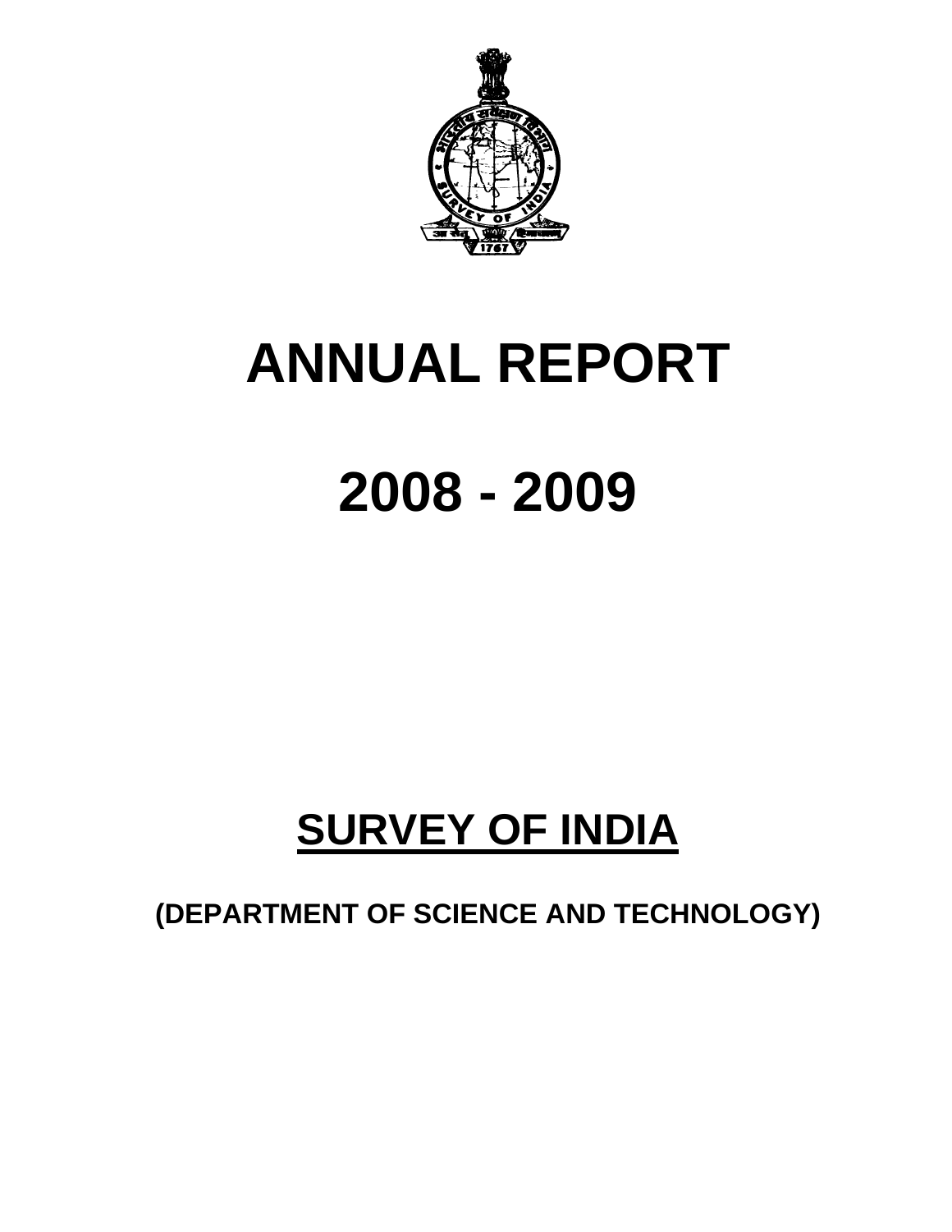# ANNUAL REPORT

# 2008 - 2009

## SURVEY OF INDIA

**(DEPARTMENT OF SCIENCE AND TECHNOLOGY)**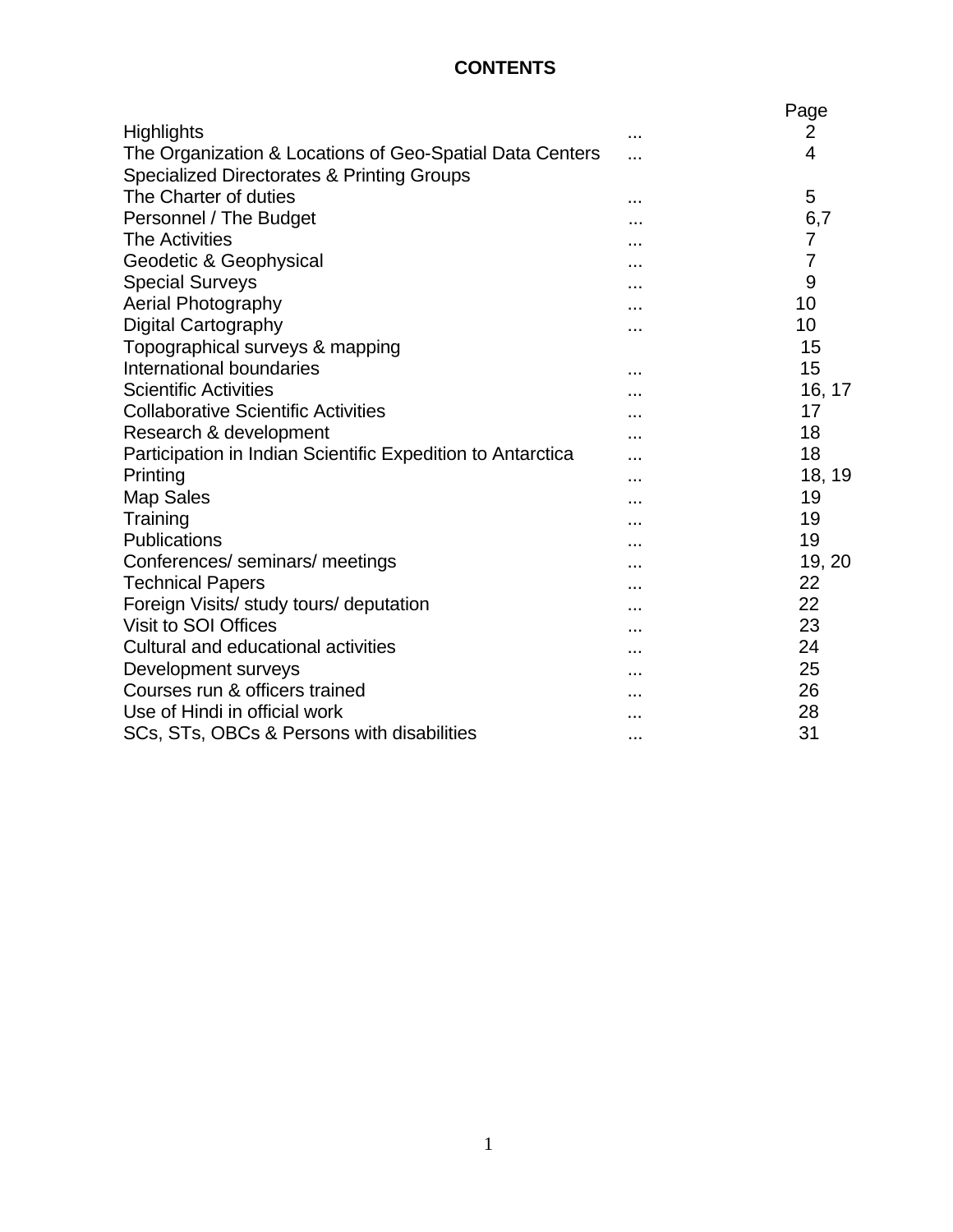# CONTENTS

| | | Page |
|---|---|---|
| Highlights | ... | 2 |
| The Organization & Locations of Geo-Spatial Data Centers Specialized Directorates & Printing Groups | ... | 4 |
| The Charter of duties | ... | 5 |
| Personnel / The Budget | ... | 6,7 |
| The Activities | ... | 7 |
| Geodetic & Geophysical | ... | 7 |
| Special Surveys | ... | 9 |
| Aerial Photography | ... | 10 |
| Digital Cartography | ... | 10 |
| Topographical surveys & mapping | | 15 |
| International boundaries | ... | 15 |
| Scientific Activities | ... | 16, 17 |
| Collaborative Scientific Activities | ... | 17 |
| Research & development | ... | 18 |
| Participation in Indian Scientific Expedition to Antarctica | ... | 18 |
| Printing | ... | 18, 19 |
| Map Sales | ... | 19 |
| Training | ... | 19 |
| Publications | ... | 19 |
| Conferences/ seminars/ meetings | ... | 19, 20 |
| Technical Papers | ... | 22 |
| Foreign Visits/ study tours/ deputation | ... | 22 |
| Visit to SOI Offices | ... | 23 |
| Cultural and educational activities | ... | 24 |
| Development surveys | ... | 25 |
| Courses run & officers trained | ... | 26 |
| Use of Hindi in official work | ... | 28 |
| SCs, STs, OBCs & Persons with disabilities | ... | 31 |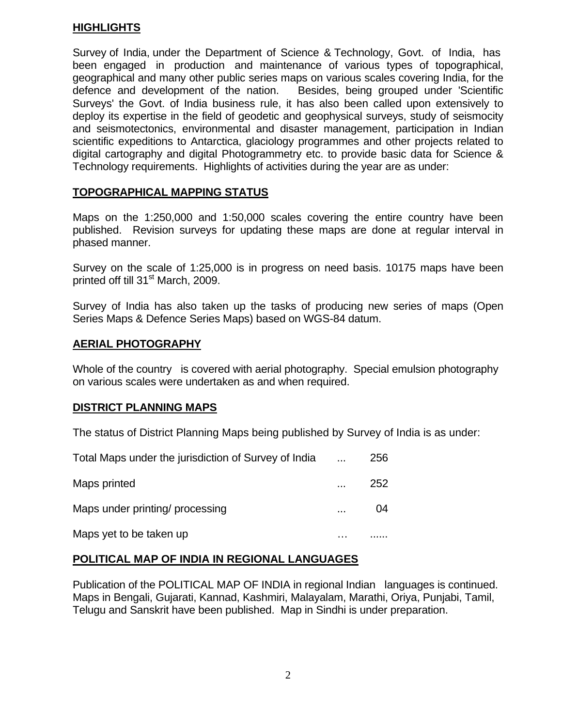## HIGHLIGHTS

Survey of India, under the Department of Science & Technology, Govt. of India, has been engaged in production and maintenance of various types of topographical, geographical and many other public series maps on various scales covering India, for the defence and development of the nation. Besides, being grouped under 'Scientific Surveys' the Govt. of India business rule, it has also been called upon extensively to deploy its expertise in the field of geodetic and geophysical surveys, study of seismocity and seismotectonics, environmental and disaster management, participation in Indian scientific expeditions to Antarctica, glaciology programmes and other projects related to digital cartography and digital Photogrammetry etc. to provide basic data for Science & Technology requirements. Highlights of activities during the year are as under:

## TOPOGRAPHICAL MAPPING STATUS

Maps on the 1:250,000 and 1:50,000 scales covering the entire country have been published. Revision surveys for updating these maps are done at regular interval in phased manner.

Survey on the scale of 1:25,000 is in progress on need basis. 10175 maps have been printed off till 31st March, 2009.

Survey of India has also taken up the tasks of producing new series of maps (Open Series Maps & Defence Series Maps) based on WGS-84 datum.

## AERIAL PHOTOGRAPHY

Whole of the country is covered with aerial photography. Special emulsion photography on various scales were undertaken as and when required.

## DISTRICT PLANNING MAPS

The status of District Planning Maps being published by Survey of India is as under:

| | | |
|---|---|---|
| Total Maps under the jurisdiction of Survey of India | ... | 256 |
| Maps printed | ... | 252 |
| Maps under printing/ processing | ... | 04 |
| Maps yet to be taken up | … | ...... |

## POLITICAL MAP OF INDIA IN REGIONAL LANGUAGES

Publication of the POLITICAL MAP OF INDIA in regional Indian languages is continued. Maps in Bengali, Gujarati, Kannad, Kashmiri, Malayalam, Marathi, Oriya, Punjabi, Tamil, Telugu and Sanskrit have been published. Map in Sindhi is under preparation.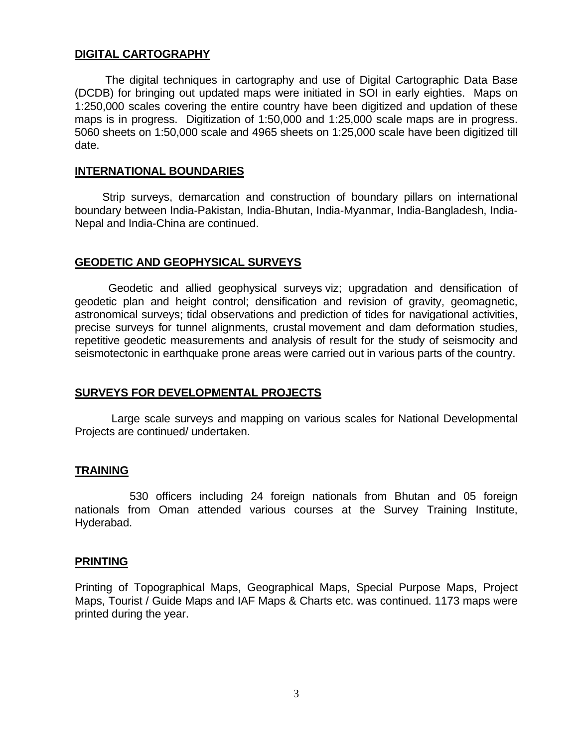## DIGITAL CARTOGRAPHY

The digital techniques in cartography and use of Digital Cartographic Data Base (DCDB) for bringing out updated maps were initiated in SOI in early eighties. Maps on 1:250,000 scales covering the entire country have been digitized and updation of these maps is in progress. Digitization of 1:50,000 and 1:25,000 scale maps are in progress. 5060 sheets on 1:50,000 scale and 4965 sheets on 1:25,000 scale have been digitized till date.

## INTERNATIONAL BOUNDARIES

Strip surveys, demarcation and construction of boundary pillars on international boundary between India-Pakistan, India-Bhutan, India-Myanmar, India-Bangladesh, India-Nepal and India-China are continued.

## GEODETIC AND GEOPHYSICAL SURVEYS

Geodetic and allied geophysical surveys viz; upgradation and densification of geodetic plan and height control; densification and revision of gravity, geomagnetic, astronomical surveys; tidal observations and prediction of tides for navigational activities, precise surveys for tunnel alignments, crustal movement and dam deformation studies, repetitive geodetic measurements and analysis of result for the study of seismocity and seismotectonic in earthquake prone areas were carried out in various parts of the country.

## SURVEYS FOR DEVELOPMENTAL PROJECTS

Large scale surveys and mapping on various scales for National Developmental Projects are continued/ undertaken.

## TRAINING

530 officers including 24 foreign nationals from Bhutan and 05 foreign nationals from Oman attended various courses at the Survey Training Institute, Hyderabad.

## PRINTING

Printing of Topographical Maps, Geographical Maps, Special Purpose Maps, Project Maps, Tourist / Guide Maps and IAF Maps & Charts etc. was continued. 1173 maps were printed during the year.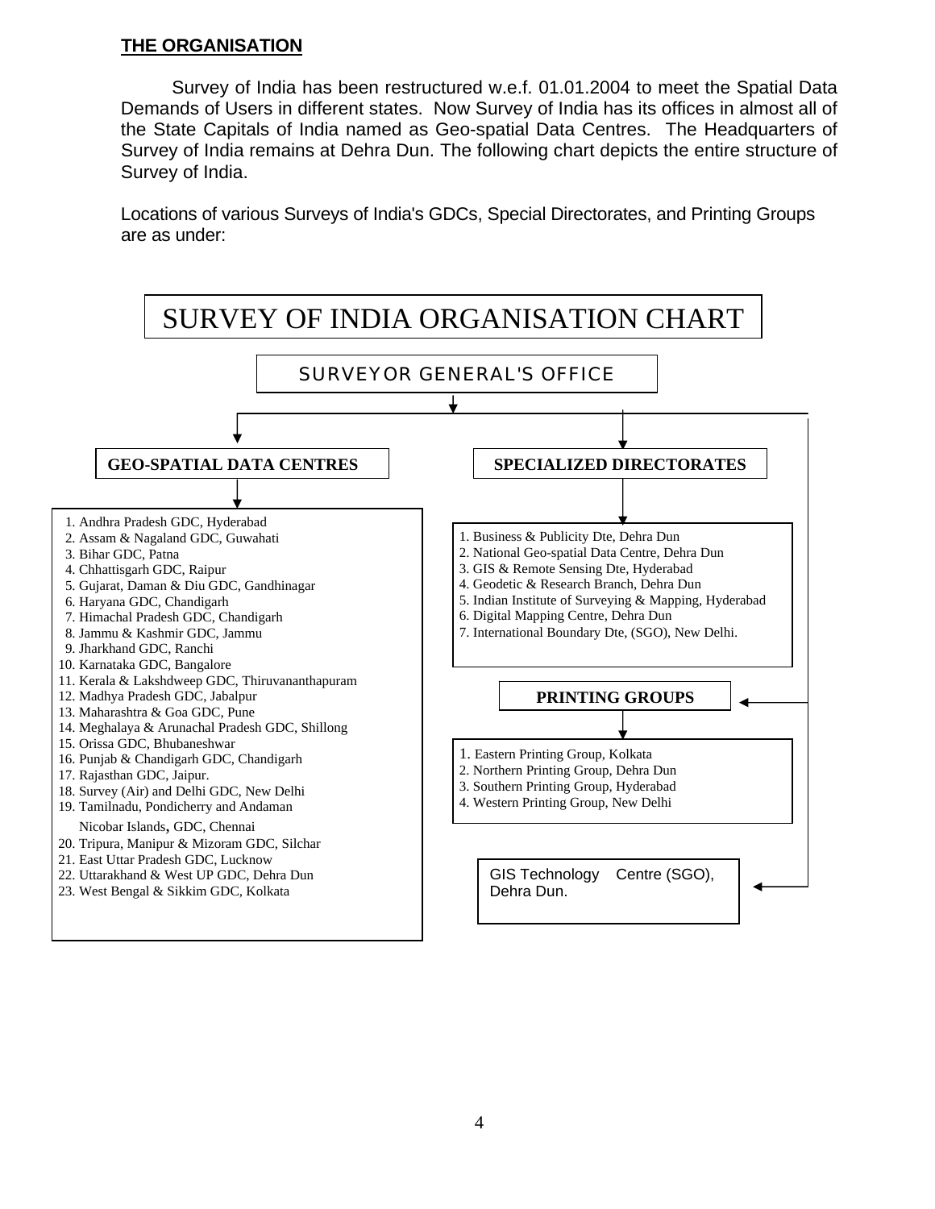## THE ORGANISATION

Survey of India has been restructured w.e.f. 01.01.2004 to meet the Spatial Data Demands of Users in different states. Now Survey of India has its offices in almost all of the State Capitals of India named as Geo-spatial Data Centres. The Headquarters of Survey of India remains at Dehra Dun. The following chart depicts the entire structure of Survey of India.

Locations of various Surveys of India's GDCs, Special Directorates, and Printing Groups are as under:

# SURVEY OF INDIA ORGANISATION CHART

## SURVEYOR GENERAL'S OFFICE

### GEO-SPATIAL DATA CENTRES

1. Andhra Pradesh GDC, Hyderabad
2. Assam & Nagaland GDC, Guwahati
3. Bihar GDC, Patna
4. Chhattisgarh GDC, Raipur
5. Gujarat, Daman & Diu GDC, Gandhinagar
6. Haryana GDC, Chandigarh
7. Himachal Pradesh GDC, Chandigarh
8. Jammu & Kashmir GDC, Jammu
9. Jharkhand GDC, Ranchi
10. Karnataka GDC, Bangalore
11. Kerala & Lakshdweep GDC, Thiruvananthapuram
12. Madhya Pradesh GDC, Jabalpur
13. Maharashtra & Goa GDC, Pune
14. Meghalaya & Arunachal Pradesh GDC, Shillong
15. Orissa GDC, Bhubaneshwar
16. Punjab & Chandigarh GDC, Chandigarh
17. Rajasthan GDC, Jaipur.
18. Survey (Air) and Delhi GDC, New Delhi
19. Tamilnadu, Pondicherry and Andaman Nicobar Islands, GDC, Chennai
20. Tripura, Manipur & Mizoram GDC, Silchar
21. East Uttar Pradesh GDC, Lucknow
22. Uttarakhand & West UP GDC, Dehra Dun
23. West Bengal & Sikkim GDC, Kolkata

### SPECIALIZED DIRECTORATES

1. Business & Publicity Dte, Dehra Dun
2. National Geo-spatial Data Centre, Dehra Dun
3. GIS & Remote Sensing Dte, Hyderabad
4. Geodetic & Research Branch, Dehra Dun
5. Indian Institute of Surveying & Mapping, Hyderabad
6. Digital Mapping Centre, Dehra Dun
7. International Boundary Dte, (SGO), New Delhi.

### PRINTING GROUPS

1. Eastern Printing Group, Kolkata
2. Northern Printing Group, Dehra Dun
3. Southern Printing Group, Hyderabad
4. Western Printing Group, New Delhi

### GIS Technology Centre (SGO), Dehra Dun.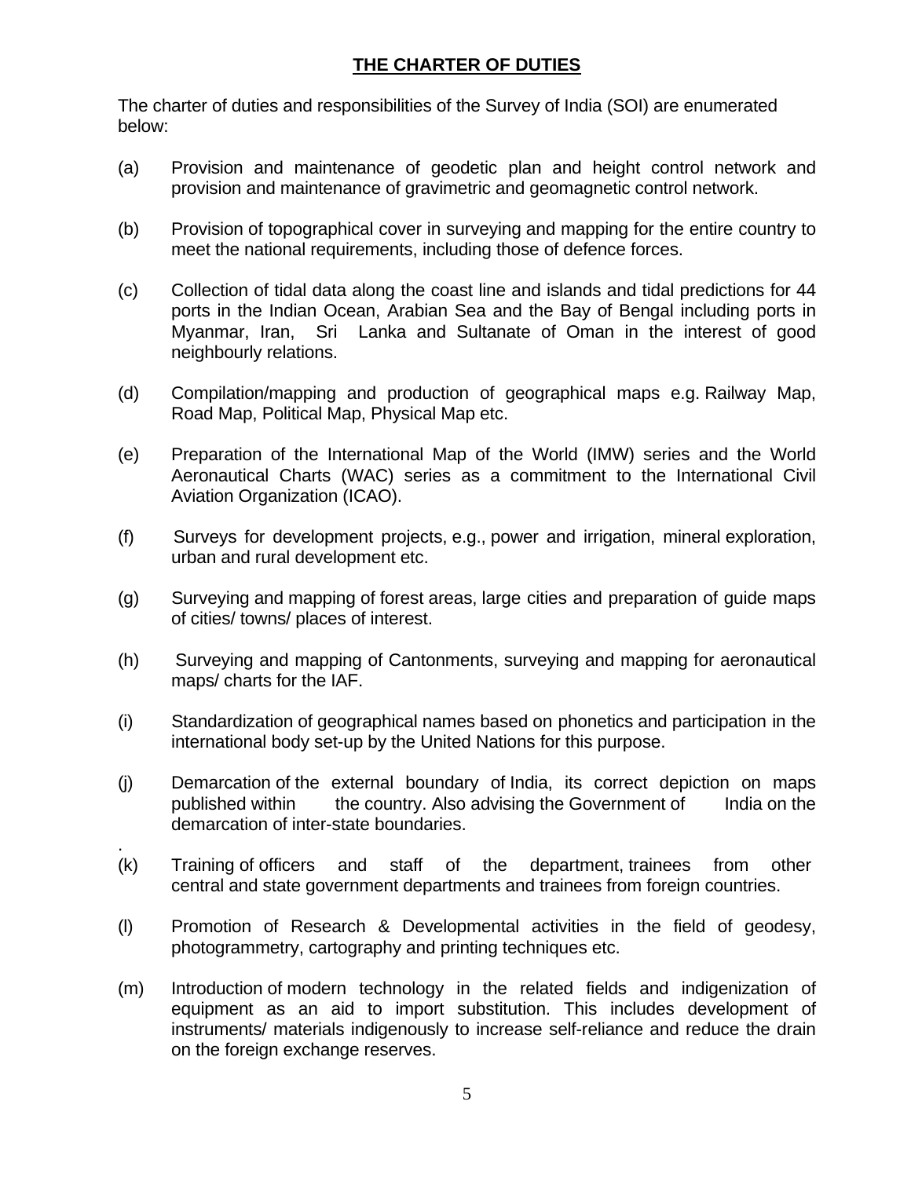## THE CHARTER OF DUTIES

The charter of duties and responsibilities of the Survey of India (SOI) are enumerated below:

(a) Provision and maintenance of geodetic plan and height control network and provision and maintenance of gravimetric and geomagnetic control network.

(b) Provision of topographical cover in surveying and mapping for the entire country to meet the national requirements, including those of defence forces.

(c) Collection of tidal data along the coast line and islands and tidal predictions for 44 ports in the Indian Ocean, Arabian Sea and the Bay of Bengal including ports in Myanmar, Iran, Sri Lanka and Sultanate of Oman in the interest of good neighbourly relations.

(d) Compilation/mapping and production of geographical maps e.g. Railway Map, Road Map, Political Map, Physical Map etc.

(e) Preparation of the International Map of the World (IMW) series and the World Aeronautical Charts (WAC) series as a commitment to the International Civil Aviation Organization (ICAO).

(f) Surveys for development projects, e.g., power and irrigation, mineral exploration, urban and rural development etc.

(g) Surveying and mapping of forest areas, large cities and preparation of guide maps of cities/ towns/ places of interest.

(h) Surveying and mapping of Cantonments, surveying and mapping for aeronautical maps/ charts for the IAF.

(i) Standardization of geographical names based on phonetics and participation in the international body set-up by the United Nations for this purpose.

(j) Demarcation of the external boundary of India, its correct depiction on maps published within the country. Also advising the Government of India on the demarcation of inter-state boundaries.

(k) Training of officers and staff of the department, trainees from other central and state government departments and trainees from foreign countries.

(l) Promotion of Research & Developmental activities in the field of geodesy, photogrammetry, cartography and printing techniques etc.

(m) Introduction of modern technology in the related fields and indigenization of equipment as an aid to import substitution. This includes development of instruments/ materials indigenously to increase self-reliance and reduce the drain on the foreign exchange reserves.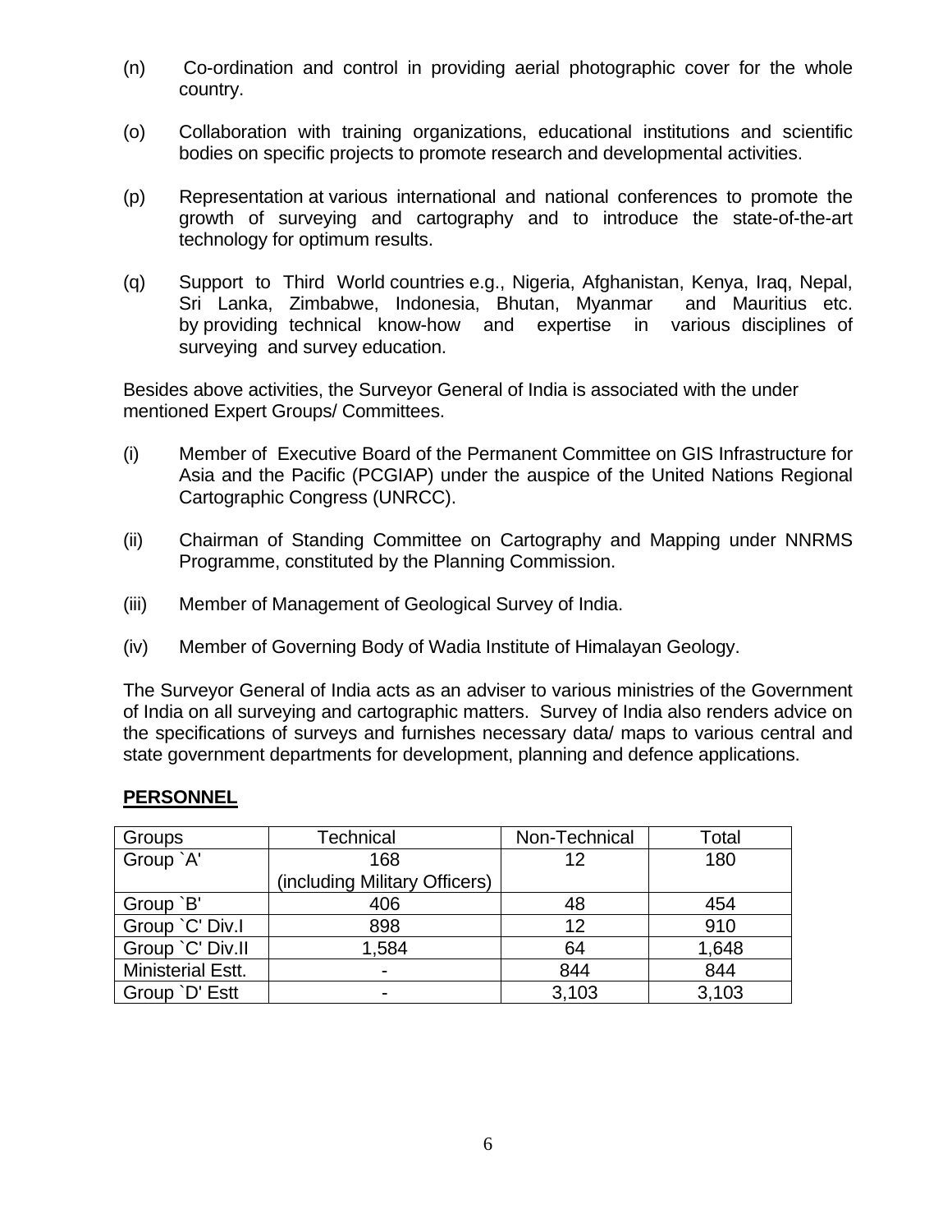(n) Co-ordination and control in providing aerial photographic cover for the whole country.

(o) Collaboration with training organizations, educational institutions and scientific bodies on specific projects to promote research and developmental activities.

(p) Representation at various international and national conferences to promote the growth of surveying and cartography and to introduce the state-of-the-art technology for optimum results.

(q) Support to Third World countries e.g., Nigeria, Afghanistan, Kenya, Iraq, Nepal, Sri Lanka, Zimbabwe, Indonesia, Bhutan, Myanmar and Mauritius etc. by providing technical know-how and expertise in various disciplines of surveying and survey education.

Besides above activities, the Surveyor General of India is associated with the under mentioned Expert Groups/ Committees.

(i) Member of Executive Board of the Permanent Committee on GIS Infrastructure for Asia and the Pacific (PCGIAP) under the auspice of the United Nations Regional Cartographic Congress (UNRCC).

(ii) Chairman of Standing Committee on Cartography and Mapping under NNRMS Programme, constituted by the Planning Commission.

(iii) Member of Management of Geological Survey of India.

(iv) Member of Governing Body of Wadia Institute of Himalayan Geology.

The Surveyor General of India acts as an adviser to various ministries of the Government of India on all surveying and cartographic matters. Survey of India also renders advice on the specifications of surveys and furnishes necessary data/ maps to various central and state government departments for development, planning and defence applications.

**PERSONNEL**

| Groups | Technical | Non-Technical | Total |
|---|---|---|---|
| Group `A' | 168 (including Military Officers) | 12 | 180 |
| Group `B' | 406 | 48 | 454 |
| Group `C' Div.I | 898 | 12 | 910 |
| Group `C' Div.II | 1,584 | 64 | 1,648 |
| Ministerial Estt. | - | 844 | 844 |
| Group `D' Estt | - | 3,103 | 3,103 |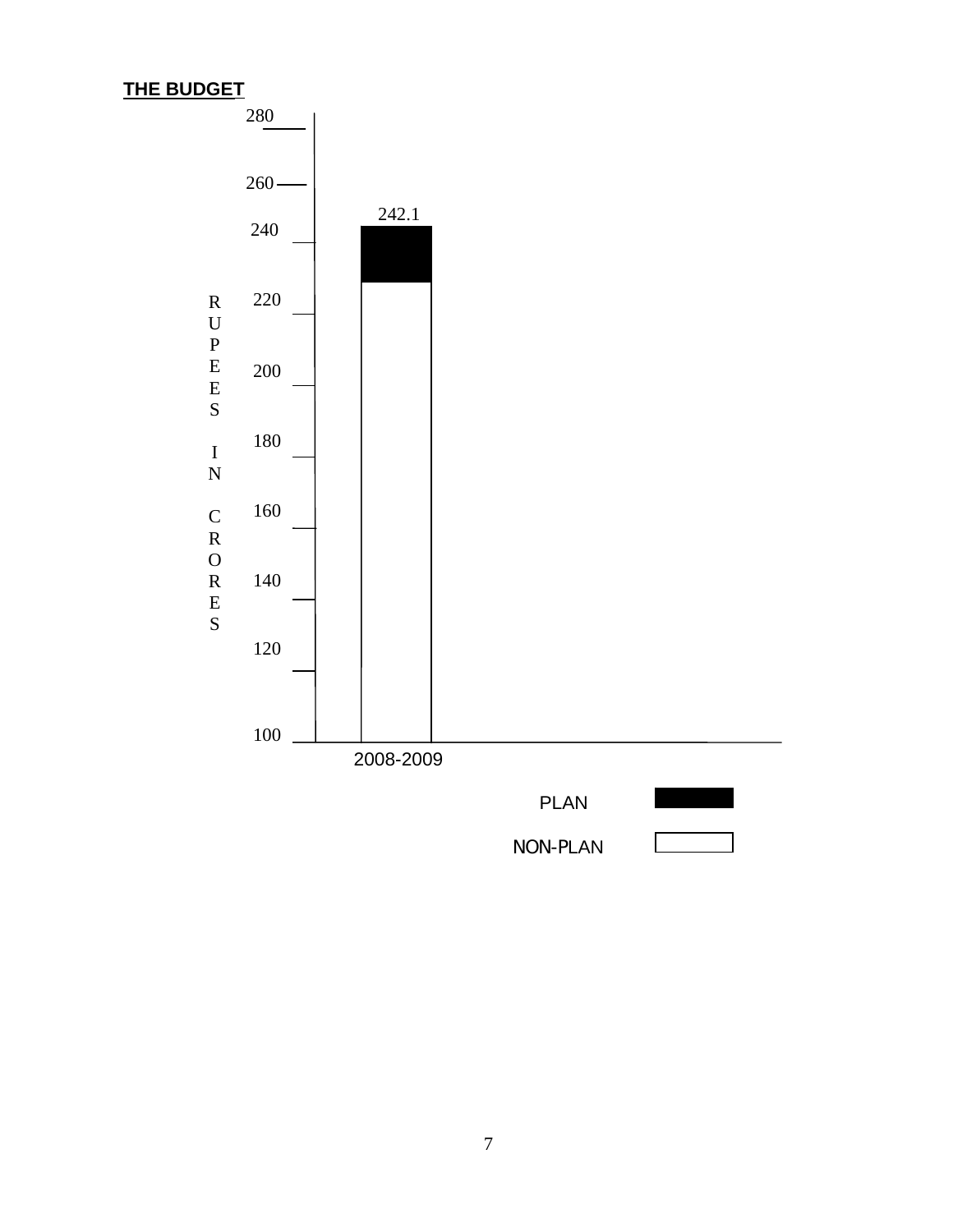**THE BUDGET**

RUPEES IN CRORES

280

260

240

220

200

180

160

140

120

100

242.1

2008-2009

PLAN

NON-PLAN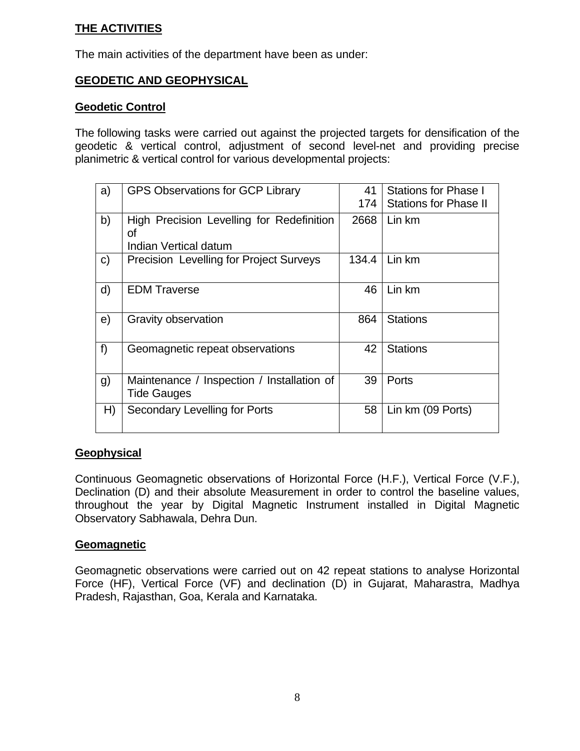## THE ACTIVITIES

The main activities of the department have been as under:

## GEODETIC AND GEOPHYSICAL

### Geodetic Control

The following tasks were carried out against the projected targets for densification of the geodetic & vertical control, adjustment of second level-net and providing precise planimetric & vertical control for various developmental projects:

| | | | |
|---|---|---|---|
| a) | GPS Observations for GCP Library | 41<br>174 | Stations for Phase I<br>Stations for Phase II |
| b) | High Precision Levelling for Redefinition of<br>Indian Vertical datum | 2668 | Lin km |
| c) | Precision Levelling for Project Surveys | 134.4 | Lin km |
| d) | EDM Traverse | 46 | Lin km |
| e) | Gravity observation | 864 | Stations |
| f) | Geomagnetic repeat observations | 42 | Stations |
| g) | Maintenance / Inspection / Installation of Tide Gauges | 39 | Ports |
| H) | Secondary Levelling for Ports | 58 | Lin km (09 Ports) |

### Geophysical

Continuous Geomagnetic observations of Horizontal Force (H.F.), Vertical Force (V.F.), Declination (D) and their absolute Measurement in order to control the baseline values, throughout the year by Digital Magnetic Instrument installed in Digital Magnetic Observatory Sabhawala, Dehra Dun.

### Geomagnetic

Geomagnetic observations were carried out on 42 repeat stations to analyse Horizontal Force (HF), Vertical Force (VF) and declination (D) in Gujarat, Maharastra, Madhya Pradesh, Rajasthan, Goa, Kerala and Karnataka.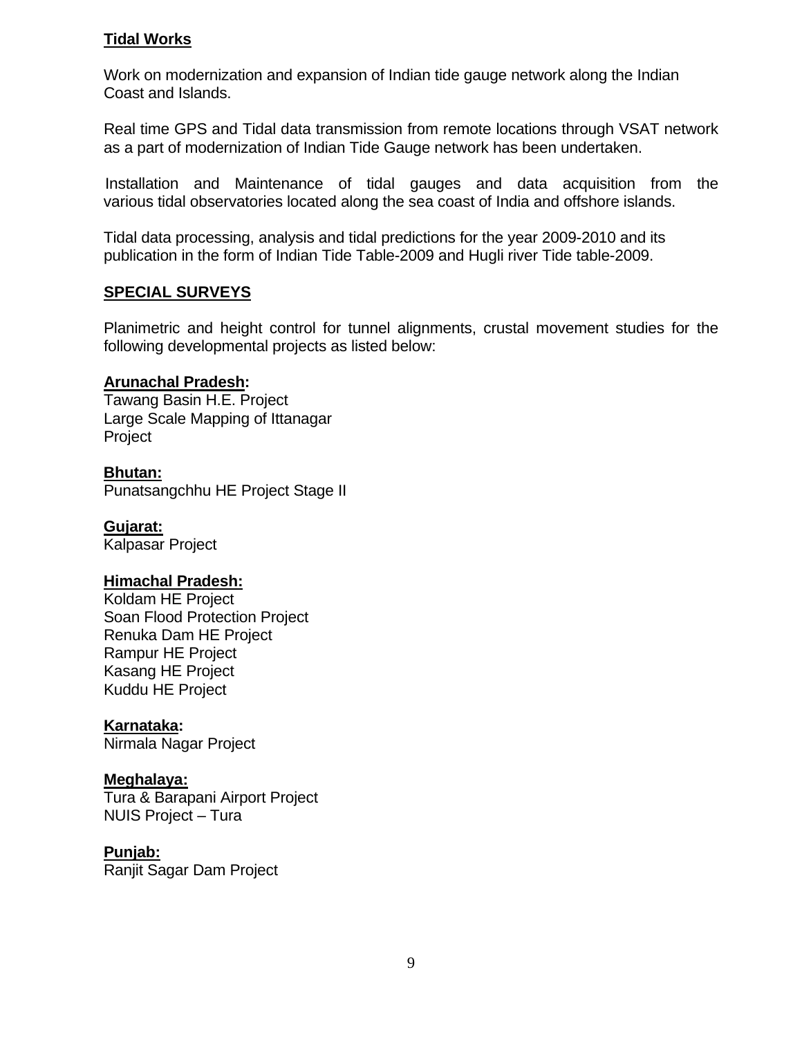## Tidal Works

Work on modernization and expansion of Indian tide gauge network along the Indian Coast and Islands.

Real time GPS and Tidal data transmission from remote locations through VSAT network as a part of modernization of Indian Tide Gauge network has been undertaken.

Installation and Maintenance of tidal gauges and data acquisition from the various tidal observatories located along the sea coast of India and offshore islands.

Tidal data processing, analysis and tidal predictions for the year 2009-2010 and its publication in the form of Indian Tide Table-2009 and Hugli river Tide table-2009.

## SPECIAL SURVEYS

Planimetric and height control for tunnel alignments, crustal movement studies for the following developmental projects as listed below:

**Arunachal Pradesh:**
Tawang Basin H.E. Project
Large Scale Mapping of Ittanagar Project

**Bhutan:**
Punatsangchhu HE Project Stage II

**Gujarat:**
Kalpasar Project

**Himachal Pradesh:**
Koldam HE Project
Soan Flood Protection Project
Renuka Dam HE Project
Rampur HE Project
Kasang HE Project
Kuddu HE Project

**Karnataka:**
Nirmala Nagar Project

**Meghalaya:**
Tura & Barapani Airport Project
NUIS Project – Tura

**Punjab:**
Ranjit Sagar Dam Project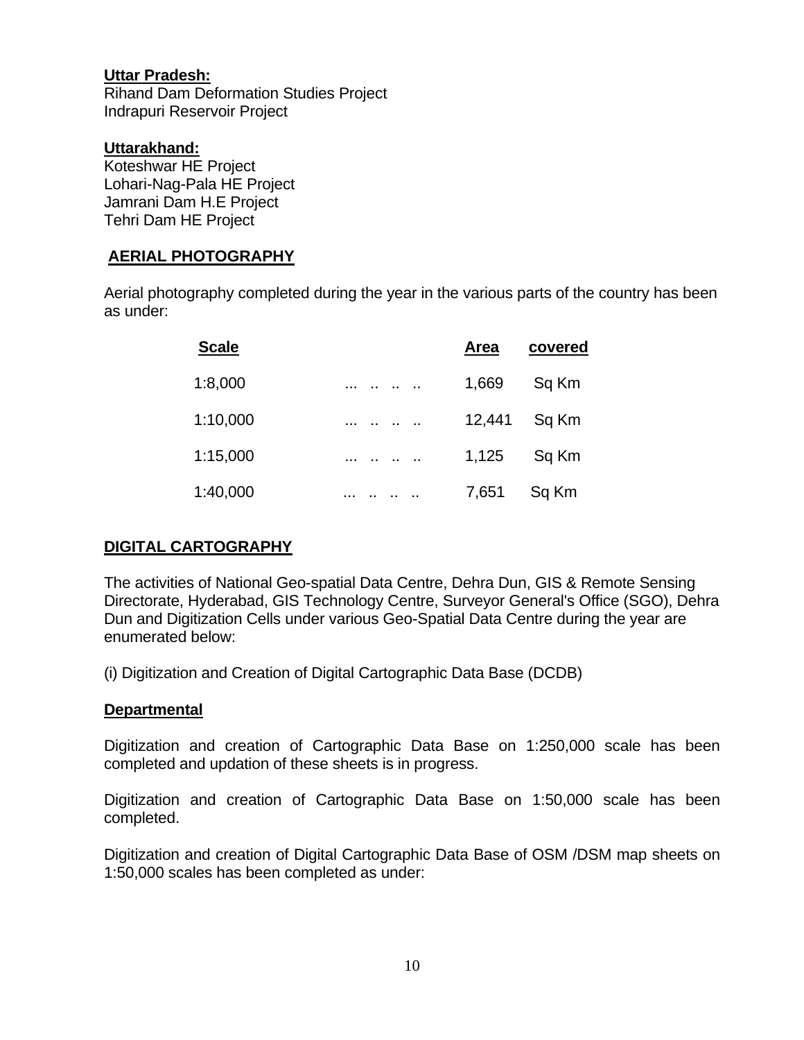**Uttar Pradesh:**
Rihand Dam Deformation Studies Project
Indrapuri Reservoir Project

**Uttarakhand:**
Koteshwar HE Project
Lohari-Nag-Pala HE Project
Jamrani Dam H.E Project
Tehri Dam HE Project

## AERIAL PHOTOGRAPHY

Aerial photography completed during the year in the various parts of the country has been as under:

| Scale | | Area covered |
|---|---|---|
| 1:8,000 | ... .. .. .. | 1,669 Sq Km |
| 1:10,000 | ... .. .. .. | 12,441 Sq Km |
| 1:15,000 | ... .. .. .. | 1,125 Sq Km |
| 1:40,000 | ... .. .. .. | 7,651 Sq Km |

## DIGITAL CARTOGRAPHY

The activities of National Geo-spatial Data Centre, Dehra Dun, GIS & Remote Sensing Directorate, Hyderabad, GIS Technology Centre, Surveyor General's Office (SGO), Dehra Dun and Digitization Cells under various Geo-Spatial Data Centre during the year are enumerated below:

(i) Digitization and Creation of Digital Cartographic Data Base (DCDB)

**Departmental**

Digitization and creation of Cartographic Data Base on 1:250,000 scale has been completed and updation of these sheets is in progress.

Digitization and creation of Cartographic Data Base on 1:50,000 scale has been completed.

Digitization and creation of Digital Cartographic Data Base of OSM /DSM map sheets on 1:50,000 scales has been completed as under: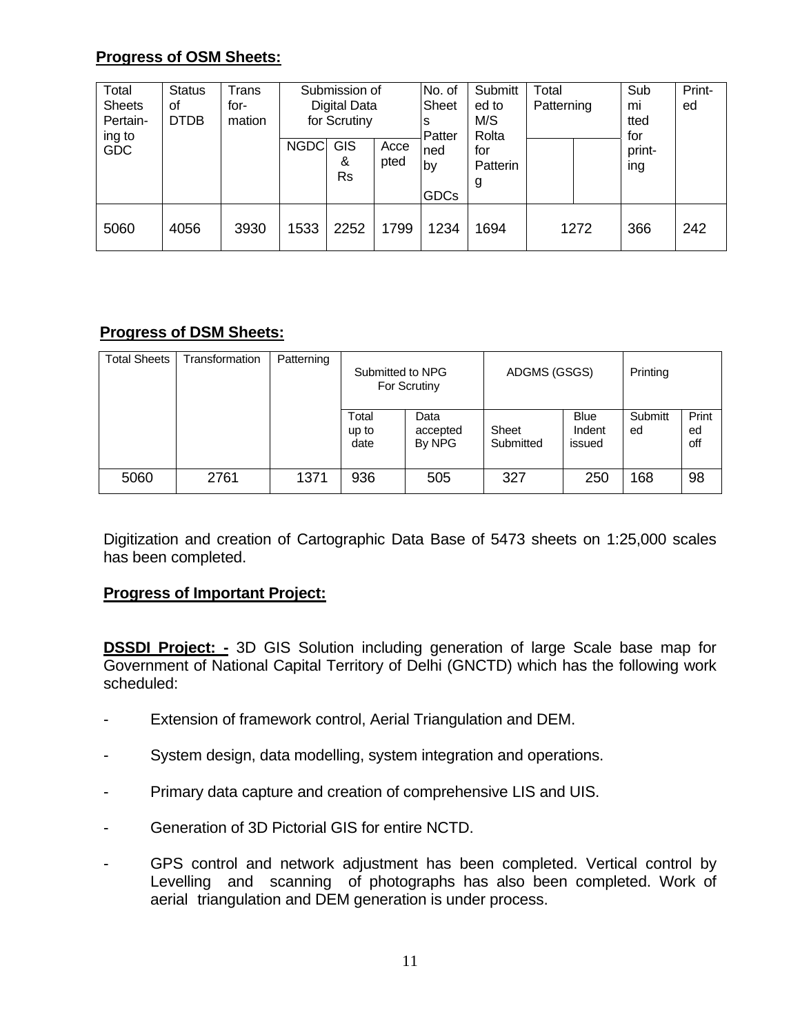**Progress of OSM Sheets:**

| Total Sheets Pertain-ing to GDC | Status of DTDB | Trans for-mation | Submission of Digital Data for Scrutiny | | | No. of Sheets Patterned by GDCs | Submitted to M/S Rolta for Patterning | Total Patterning | | Sub mitted for print-ing | Print-ed |
|---|---|---|---|---|---|---|---|---|---|---|---|
| | | | NGDC | GIS & Rs | Accepted | | | | | | |
| 5060 | 4056 | 3930 | 1533 | 2252 | 1799 | 1234 | 1694 | 1272 | | 366 | 242 |

**Progress of DSM Sheets:**

| Total Sheets | Transformation | Patterning | Submitted to NPG For Scrutiny | | ADGMS (GSGS) | | Printing | |
|---|---|---|---|---|---|---|---|---|
| | | | Total up to date | Data accepted By NPG | Sheet Submitted | Blue Indent issued | Submitted | Printed off |
| 5060 | 2761 | 1371 | 936 | 505 | 327 | 250 | 168 | 98 |

Digitization and creation of Cartographic Data Base of 5473 sheets on 1:25,000 scales has been completed.

**Progress of Important Project:**

**DSSDI Project: -** 3D GIS Solution including generation of large Scale base map for Government of National Capital Territory of Delhi (GNCTD) which has the following work scheduled:

- Extension of framework control, Aerial Triangulation and DEM.
- System design, data modelling, system integration and operations.
- Primary data capture and creation of comprehensive LIS and UIS.
- Generation of 3D Pictorial GIS for entire NCTD.
- GPS control and network adjustment has been completed. Vertical control by Levelling and scanning of photographs has also been completed. Work of aerial triangulation and DEM generation is under process.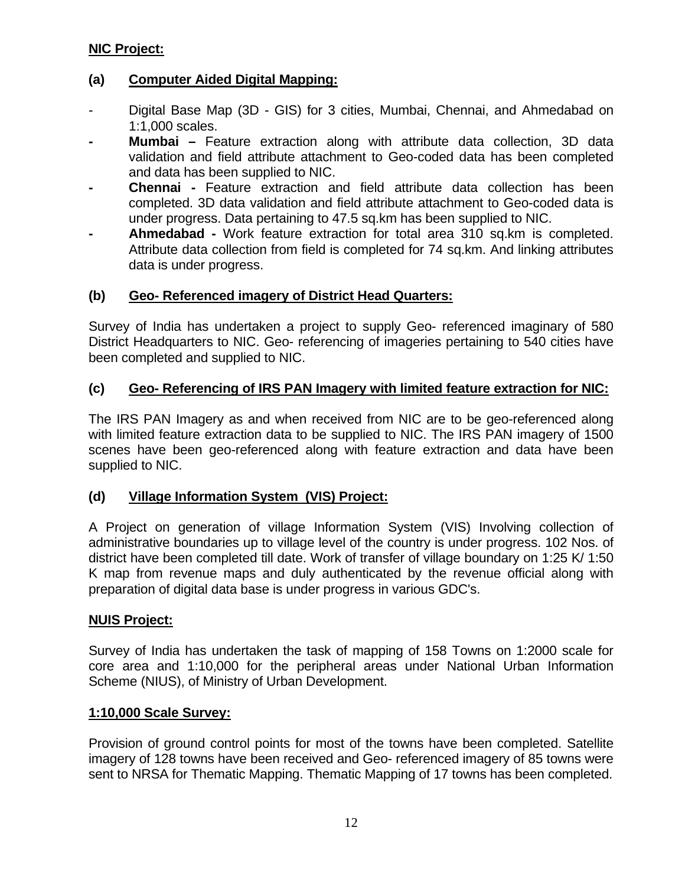**NIC Project:**

**(a) Computer Aided Digital Mapping:**

- Digital Base Map (3D - GIS) for 3 cities, Mumbai, Chennai, and Ahmedabad on 1:1,000 scales.
- **Mumbai –** Feature extraction along with attribute data collection, 3D data validation and field attribute attachment to Geo-coded data has been completed and data has been supplied to NIC.
- **Chennai -** Feature extraction and field attribute data collection has been completed. 3D data validation and field attribute attachment to Geo-coded data is under progress. Data pertaining to 47.5 sq.km has been supplied to NIC.
- **Ahmedabad -** Work feature extraction for total area 310 sq.km is completed. Attribute data collection from field is completed for 74 sq.km. And linking attributes data is under progress.

**(b) Geo- Referenced imagery of District Head Quarters:**

Survey of India has undertaken a project to supply Geo- referenced imaginary of 580 District Headquarters to NIC. Geo- referencing of imageries pertaining to 540 cities have been completed and supplied to NIC.

**(c) Geo- Referencing of IRS PAN Imagery with limited feature extraction for NIC:**

The IRS PAN Imagery as and when received from NIC are to be geo-referenced along with limited feature extraction data to be supplied to NIC. The IRS PAN imagery of 1500 scenes have been geo-referenced along with feature extraction and data have been supplied to NIC.

**(d) Village Information System (VIS) Project:**

A Project on generation of village Information System (VIS) Involving collection of administrative boundaries up to village level of the country is under progress. 102 Nos. of district have been completed till date. Work of transfer of village boundary on 1:25 K/ 1:50 K map from revenue maps and duly authenticated by the revenue official along with preparation of digital data base is under progress in various GDC's.

**NUIS Project:**

Survey of India has undertaken the task of mapping of 158 Towns on 1:2000 scale for core area and 1:10,000 for the peripheral areas under National Urban Information Scheme (NIUS), of Ministry of Urban Development.

**1:10,000 Scale Survey:**

Provision of ground control points for most of the towns have been completed. Satellite imagery of 128 towns have been received and Geo- referenced imagery of 85 towns were sent to NRSA for Thematic Mapping. Thematic Mapping of 17 towns has been completed.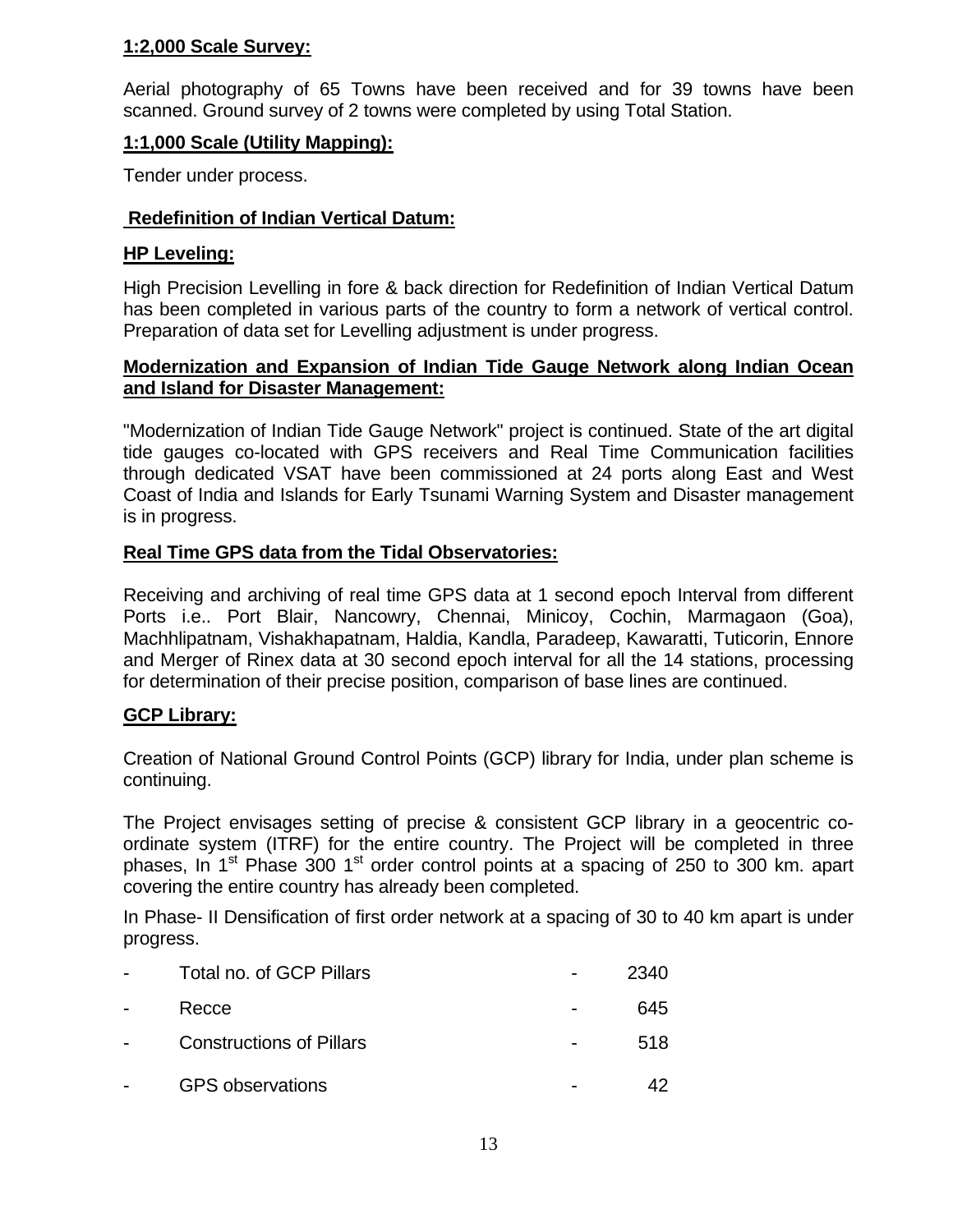**1:2,000 Scale Survey:**

Aerial photography of 65 Towns have been received and for 39 towns have been scanned. Ground survey of 2 towns were completed by using Total Station.

**1:1,000 Scale (Utility Mapping):**

Tender under process.

**Redefinition of Indian Vertical Datum:**

**HP Leveling:**

High Precision Levelling in fore & back direction for Redefinition of Indian Vertical Datum has been completed in various parts of the country to form a network of vertical control. Preparation of data set for Levelling adjustment is under progress.

**Modernization and Expansion of Indian Tide Gauge Network along Indian Ocean and Island for Disaster Management:**

"Modernization of Indian Tide Gauge Network" project is continued. State of the art digital tide gauges co-located with GPS receivers and Real Time Communication facilities through dedicated VSAT have been commissioned at 24 ports along East and West Coast of India and Islands for Early Tsunami Warning System and Disaster management is in progress.

**Real Time GPS data from the Tidal Observatories:**

Receiving and archiving of real time GPS data at 1 second epoch Interval from different Ports i.e.. Port Blair, Nancowry, Chennai, Minicoy, Cochin, Marmagaon (Goa), Machhlipatnam, Vishakhapatnam, Haldia, Kandla, Paradeep, Kawaratti, Tuticorin, Ennore and Merger of Rinex data at 30 second epoch interval for all the 14 stations, processing for determination of their precise position, comparison of base lines are continued.

**GCP Library:**

Creation of National Ground Control Points (GCP) library for India, under plan scheme is continuing.

The Project envisages setting of precise & consistent GCP library in a geocentric co-ordinate system (ITRF) for the entire country. The Project will be completed in three phases, In 1st Phase 300 1st order control points at a spacing of 250 to 300 km. apart covering the entire country has already been completed.

In Phase- II Densification of first order network at a spacing of 30 to 40 km apart is under progress.

- Total no. of GCP Pillars - 2340
- Recce - 645
- Constructions of Pillars - 518
- GPS observations - 42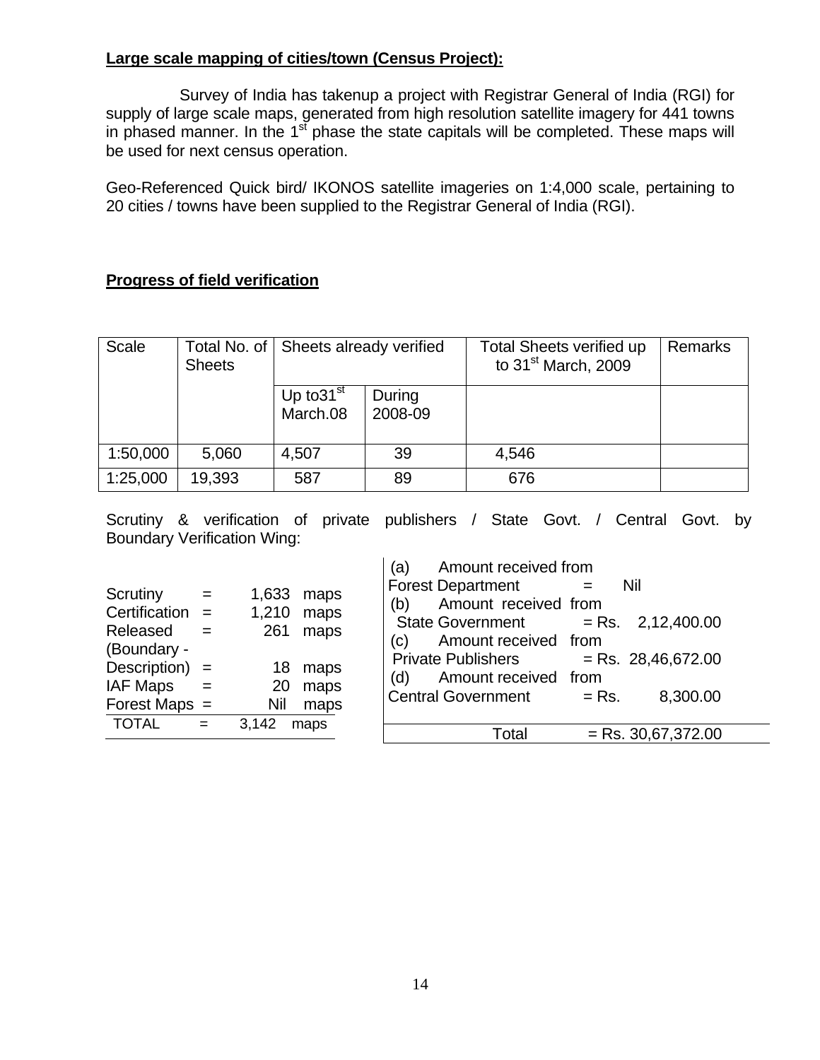**Large scale mapping of cities/town (Census Project):**

Survey of India has takenup a project with Registrar General of India (RGI) for supply of large scale maps, generated from high resolution satellite imagery for 441 towns in phased manner. In the 1st phase the state capitals will be completed. These maps will be used for next census operation.

Geo-Referenced Quick bird/ IKONOS satellite imageries on 1:4,000 scale, pertaining to 20 cities / towns have been supplied to the Registrar General of India (RGI).

**Progress of field verification**

| Scale | Total No. of Sheets | Sheets already verified | | Total Sheets verified up to 31st March, 2009 | Remarks |
|---|---|---|---|---|---|
| | | Up to31st March.08 | During 2008-09 | | |
| 1:50,000 | 5,060 | 4,507 | 39 | 4,546 | |
| 1:25,000 | 19,393 | 587 | 89 | 676 | |

Scrutiny & verification of private publishers / State Govt. / Central Govt. by Boundary Verification Wing:

| | | |
|---|---|---|
| Scrutiny | = | 1,633 maps |
| Certification | = | 1,210 maps |
| Released | = | 261 maps |
| (Boundary - Description) | = | 18 maps |
| IAF Maps | = | 20 maps |
| Forest Maps | = | Nil maps |
| TOTAL | = | 3,142 maps |

| | | |
|---|---|---|
| (a) Amount received from Forest Department | = | Nil |
| (b) Amount received from State Government | = Rs. | 2,12,400.00 |
| (c) Amount received from Private Publishers | = Rs. | 28,46,672.00 |
| (d) Amount received from Central Government | = Rs. | 8,300.00 |
| Total | = Rs. | 30,67,372.00 |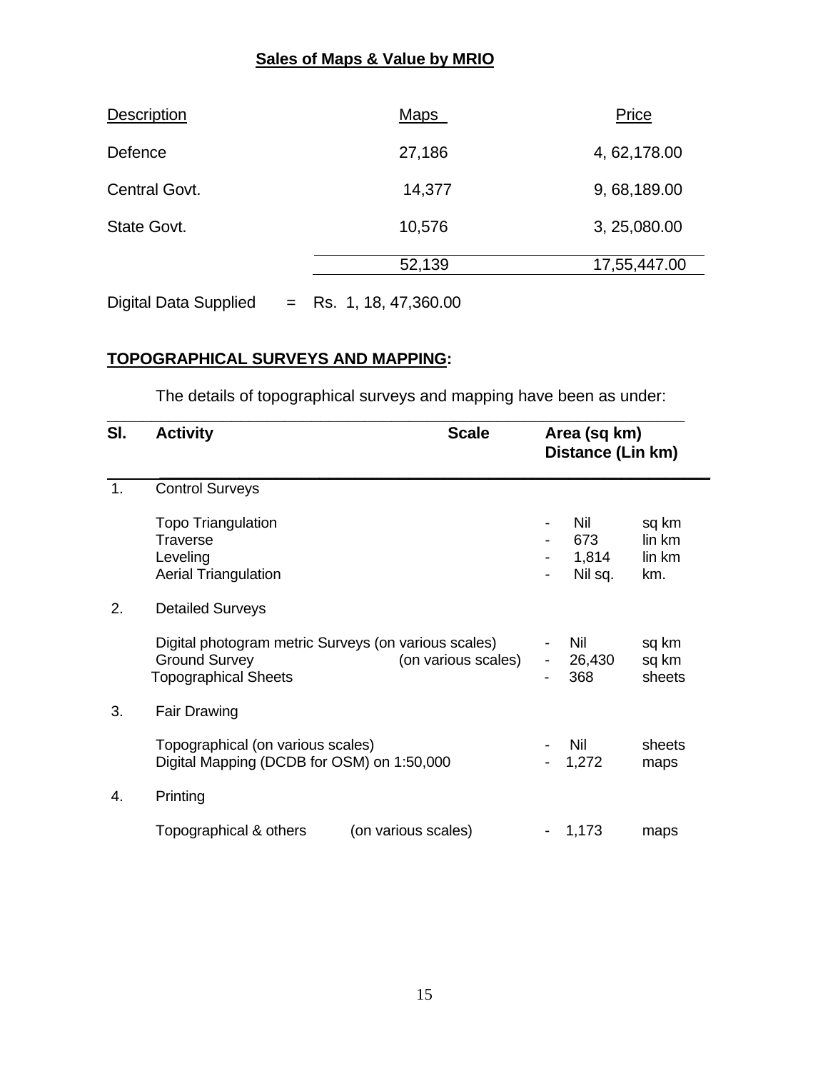## Sales of Maps & Value by MRIO

| Description | Maps | Price |
|---|---|---|
| Defence | 27,186 | 4, 62,178.00 |
| Central Govt. | 14,377 | 9, 68,189.00 |
| State Govt. | 10,576 | 3, 25,080.00 |
| | 52,139 | 17,55,447.00 |

Digital Data Supplied = Rs. 1, 18, 47,360.00

## TOPOGRAPHICAL SURVEYS AND MAPPING:

The details of topographical surveys and mapping have been as under:

| Sl. | Activity | Scale | Area (sq km) Distance (Lin km) | |
|---|---|---|---|---|
| 1. | Control Surveys | | | |
| | Topo Triangulation | | - Nil | sq km |
| | Traverse | | - 673 | lin km |
| | Leveling | | - 1,814 | lin km |
| | Aerial Triangulation | | - Nil sq. | km. |
| 2. | Detailed Surveys | | | |
| | Digital photogram metric Surveys (on various scales) | | - Nil | sq km |
| | Ground Survey | (on various scales) | - 26,430 | sq km |
| | Topographical Sheets | | - 368 | sheets |
| 3. | Fair Drawing | | | |
| | Topographical (on various scales) | | - Nil | sheets |
| | Digital Mapping (DCDB for OSM) on 1:50,000 | | - 1,272 | maps |
| 4. | Printing | | | |
| | Topographical & others | (on various scales) | - 1,173 | maps |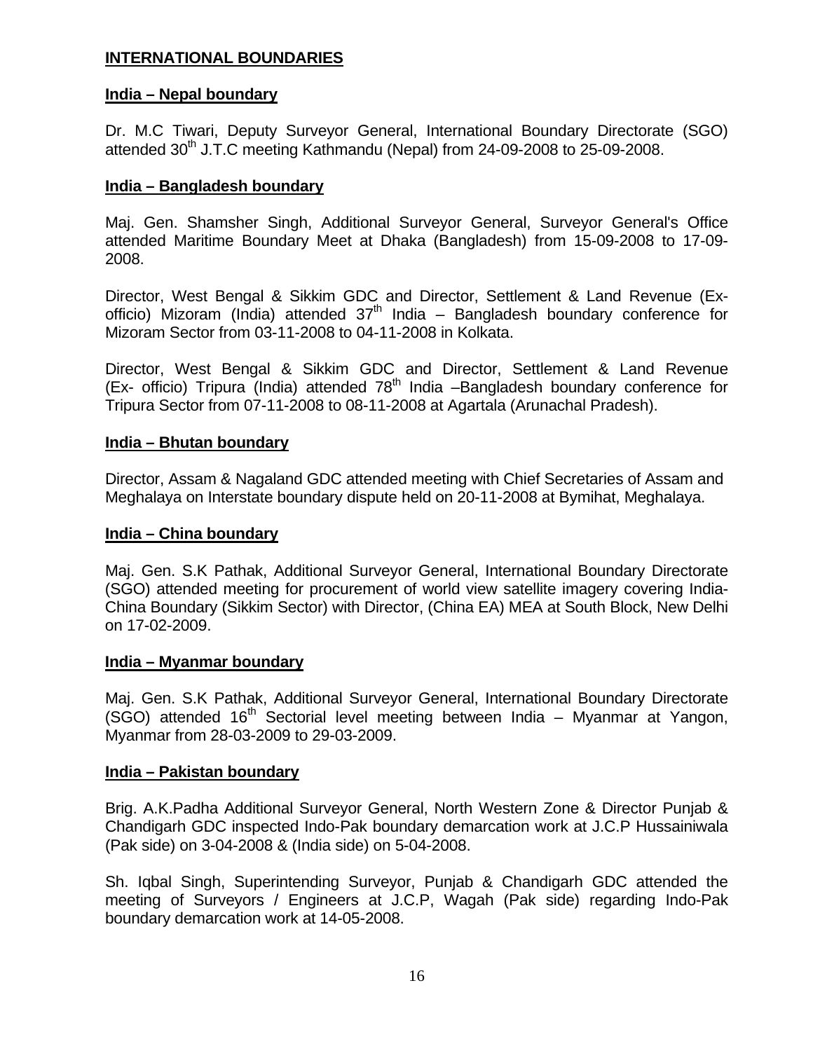## INTERNATIONAL BOUNDARIES

### India – Nepal boundary

Dr. M.C Tiwari, Deputy Surveyor General, International Boundary Directorate (SGO) attended 30th J.T.C meeting Kathmandu (Nepal) from 24-09-2008 to 25-09-2008.

### India – Bangladesh boundary

Maj. Gen. Shamsher Singh, Additional Surveyor General, Surveyor General's Office attended Maritime Boundary Meet at Dhaka (Bangladesh) from 15-09-2008 to 17-09-2008.

Director, West Bengal & Sikkim GDC and Director, Settlement & Land Revenue (Ex-officio) Mizoram (India) attended 37th India – Bangladesh boundary conference for Mizoram Sector from 03-11-2008 to 04-11-2008 in Kolkata.

Director, West Bengal & Sikkim GDC and Director, Settlement & Land Revenue (Ex- officio) Tripura (India) attended 78th India –Bangladesh boundary conference for Tripura Sector from 07-11-2008 to 08-11-2008 at Agartala (Arunachal Pradesh).

### India – Bhutan boundary

Director, Assam & Nagaland GDC attended meeting with Chief Secretaries of Assam and Meghalaya on Interstate boundary dispute held on 20-11-2008 at Bymihat, Meghalaya.

### India – China boundary

Maj. Gen. S.K Pathak, Additional Surveyor General, International Boundary Directorate (SGO) attended meeting for procurement of world view satellite imagery covering India-China Boundary (Sikkim Sector) with Director, (China EA) MEA at South Block, New Delhi on 17-02-2009.

### India – Myanmar boundary

Maj. Gen. S.K Pathak, Additional Surveyor General, International Boundary Directorate (SGO) attended 16th Sectorial level meeting between India – Myanmar at Yangon, Myanmar from 28-03-2009 to 29-03-2009.

### India – Pakistan boundary

Brig. A.K.Padha Additional Surveyor General, North Western Zone & Director Punjab & Chandigarh GDC inspected Indo-Pak boundary demarcation work at J.C.P Hussainiwala (Pak side) on 3-04-2008 & (India side) on 5-04-2008.

Sh. Iqbal Singh, Superintending Surveyor, Punjab & Chandigarh GDC attended the meeting of Surveyors / Engineers at J.C.P, Wagah (Pak side) regarding Indo-Pak boundary demarcation work at 14-05-2008.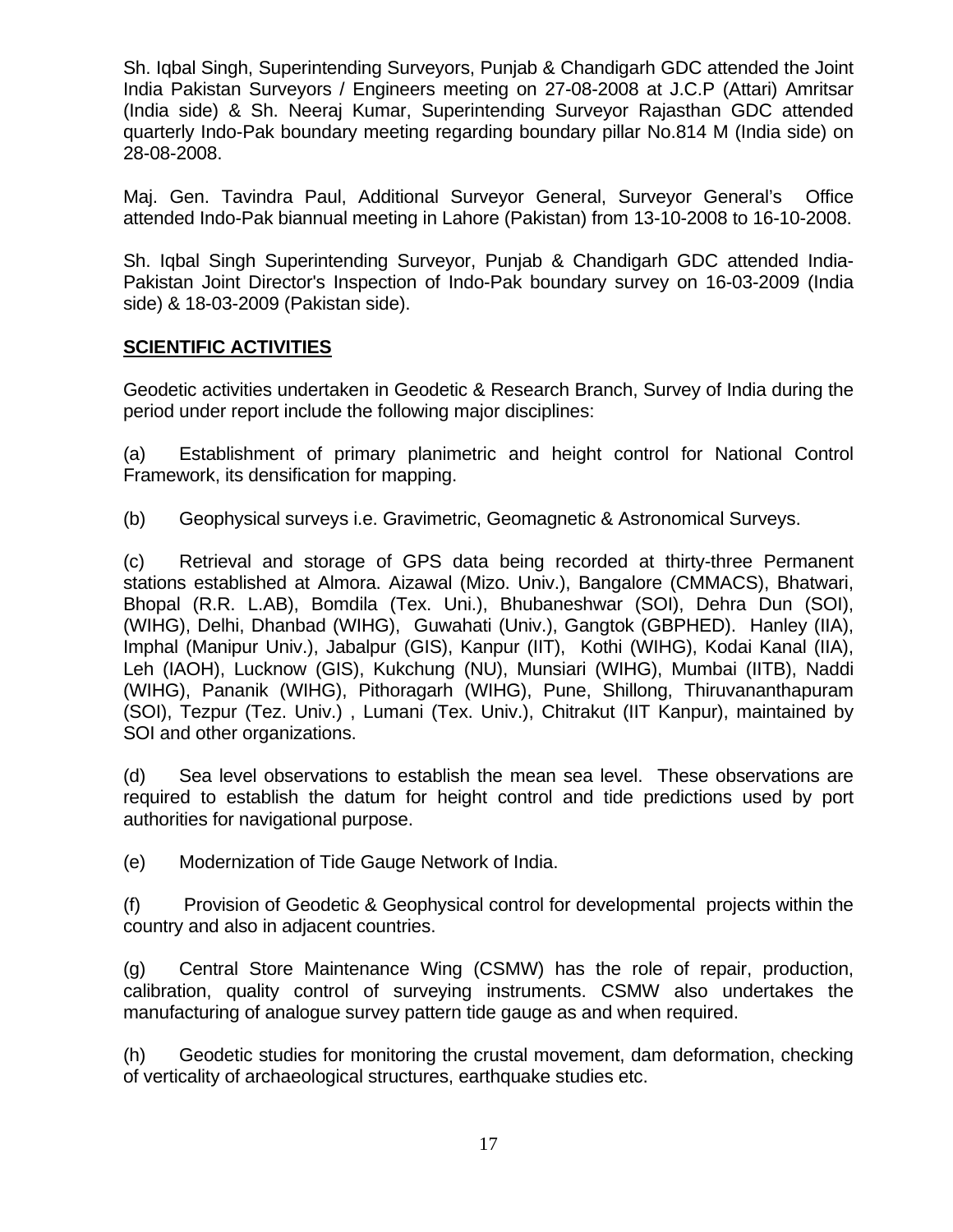Sh. Iqbal Singh, Superintending Surveyors, Punjab & Chandigarh GDC attended the Joint India Pakistan Surveyors / Engineers meeting on 27-08-2008 at J.C.P (Attari) Amritsar (India side) & Sh. Neeraj Kumar, Superintending Surveyor Rajasthan GDC attended quarterly Indo-Pak boundary meeting regarding boundary pillar No.814 M (India side) on 28-08-2008.

Maj. Gen. Tavindra Paul, Additional Surveyor General, Surveyor General's Office attended Indo-Pak biannual meeting in Lahore (Pakistan) from 13-10-2008 to 16-10-2008.

Sh. Iqbal Singh Superintending Surveyor, Punjab & Chandigarh GDC attended India-Pakistan Joint Director's Inspection of Indo-Pak boundary survey on 16-03-2009 (India side) & 18-03-2009 (Pakistan side).

## SCIENTIFIC ACTIVITIES

Geodetic activities undertaken in Geodetic & Research Branch, Survey of India during the period under report include the following major disciplines:

(a) Establishment of primary planimetric and height control for National Control Framework, its densification for mapping.

(b) Geophysical surveys i.e. Gravimetric, Geomagnetic & Astronomical Surveys.

(c) Retrieval and storage of GPS data being recorded at thirty-three Permanent stations established at Almora. Aizawal (Mizo. Univ.), Bangalore (CMMACS), Bhatwari, Bhopal (R.R. L.AB), Bomdila (Tex. Uni.), Bhubaneshwar (SOI), Dehra Dun (SOI), (WIHG), Delhi, Dhanbad (WIHG), Guwahati (Univ.), Gangtok (GBPHED). Hanley (IIA), Imphal (Manipur Univ.), Jabalpur (GIS), Kanpur (IIT), Kothi (WIHG), Kodai Kanal (IIA), Leh (IAOH), Lucknow (GIS), Kukchung (NU), Munsiari (WIHG), Mumbai (IITB), Naddi (WIHG), Pananik (WIHG), Pithoragarh (WIHG), Pune, Shillong, Thiruvananthapuram (SOI), Tezpur (Tez. Univ.) , Lumani (Tex. Univ.), Chitrakut (IIT Kanpur), maintained by SOI and other organizations.

(d) Sea level observations to establish the mean sea level. These observations are required to establish the datum for height control and tide predictions used by port authorities for navigational purpose.

(e) Modernization of Tide Gauge Network of India.

(f) Provision of Geodetic & Geophysical control for developmental projects within the country and also in adjacent countries.

(g) Central Store Maintenance Wing (CSMW) has the role of repair, production, calibration, quality control of surveying instruments. CSMW also undertakes the manufacturing of analogue survey pattern tide gauge as and when required.

(h) Geodetic studies for monitoring the crustal movement, dam deformation, checking of verticality of archaeological structures, earthquake studies etc.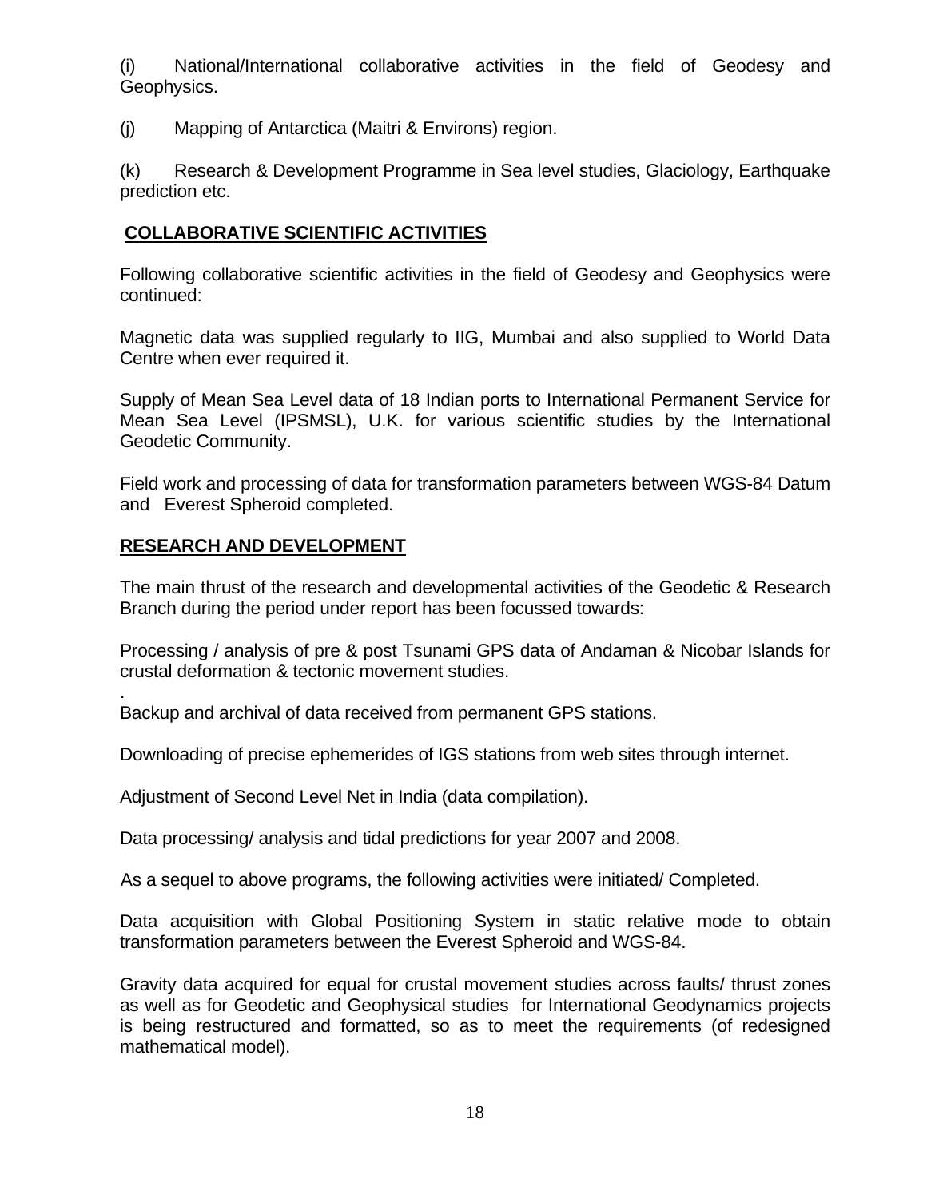(i) National/International collaborative activities in the field of Geodesy and Geophysics.

(j) Mapping of Antarctica (Maitri & Environs) region.

(k) Research & Development Programme in Sea level studies, Glaciology, Earthquake prediction etc.

## COLLABORATIVE SCIENTIFIC ACTIVITIES

Following collaborative scientific activities in the field of Geodesy and Geophysics were continued:

Magnetic data was supplied regularly to IIG, Mumbai and also supplied to World Data Centre when ever required it.

Supply of Mean Sea Level data of 18 Indian ports to International Permanent Service for Mean Sea Level (IPSMSL), U.K. for various scientific studies by the International Geodetic Community.

Field work and processing of data for transformation parameters between WGS-84 Datum and Everest Spheroid completed.

## RESEARCH AND DEVELOPMENT

The main thrust of the research and developmental activities of the Geodetic & Research Branch during the period under report has been focussed towards:

Processing / analysis of pre & post Tsunami GPS data of Andaman & Nicobar Islands for crustal deformation & tectonic movement studies.

.
Backup and archival of data received from permanent GPS stations.

Downloading of precise ephemerides of IGS stations from web sites through internet.

Adjustment of Second Level Net in India (data compilation).

Data processing/ analysis and tidal predictions for year 2007 and 2008.

As a sequel to above programs, the following activities were initiated/ Completed.

Data acquisition with Global Positioning System in static relative mode to obtain transformation parameters between the Everest Spheroid and WGS-84.

Gravity data acquired for equal for crustal movement studies across faults/ thrust zones as well as for Geodetic and Geophysical studies for International Geodynamics projects is being restructured and formatted, so as to meet the requirements (of redesigned mathematical model).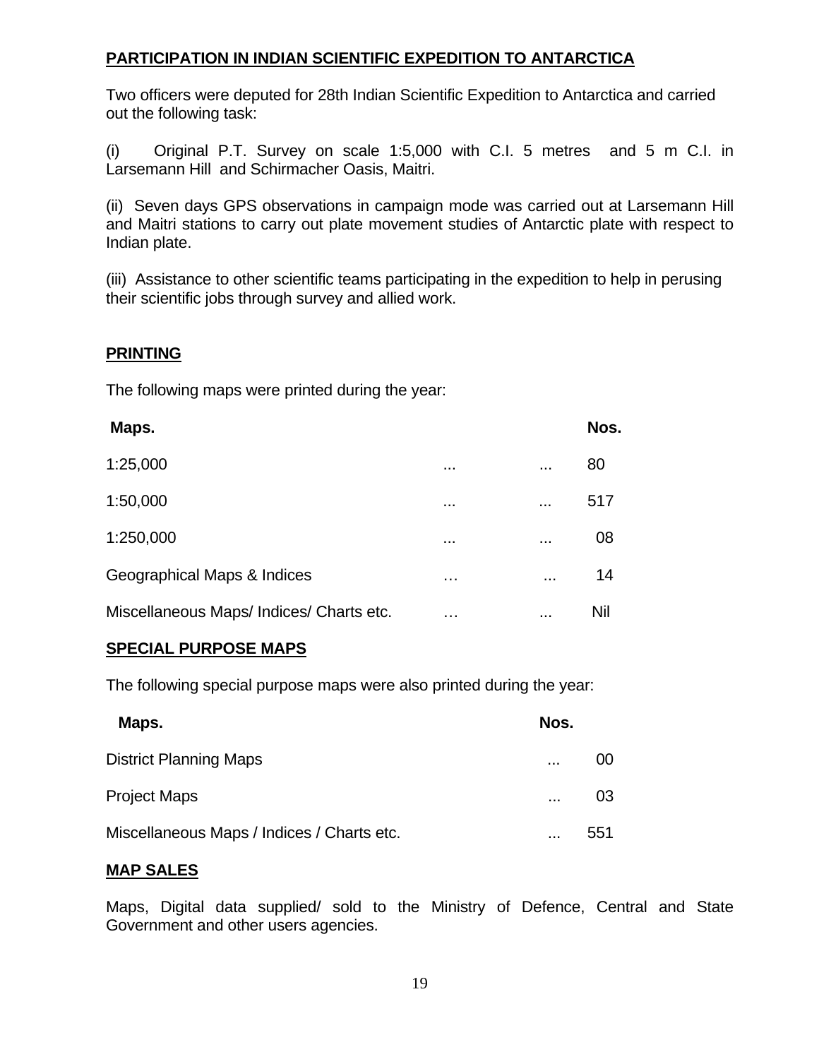## PARTICIPATION IN INDIAN SCIENTIFIC EXPEDITION TO ANTARCTICA

Two officers were deputed for 28th Indian Scientific Expedition to Antarctica and carried out the following task:

(i) Original P.T. Survey on scale 1:5,000 with C.I. 5 metres and 5 m C.I. in Larsemann Hill and Schirmacher Oasis, Maitri.

(ii) Seven days GPS observations in campaign mode was carried out at Larsemann Hill and Maitri stations to carry out plate movement studies of Antarctic plate with respect to Indian plate.

(iii) Assistance to other scientific teams participating in the expedition to help in perusing their scientific jobs through survey and allied work.

## PRINTING

The following maps were printed during the year:

| Maps. | Nos. |
|---|---|
| 1:25,000 | 80 |
| 1:50,000 | 517 |
| 1:250,000 | 08 |
| Geographical Maps & Indices | 14 |
| Miscellaneous Maps/ Indices/ Charts etc. | Nil |

## SPECIAL PURPOSE MAPS

The following special purpose maps were also printed during the year:

| Maps. | Nos. |
|---|---|
| District Planning Maps | 00 |
| Project Maps | 03 |
| Miscellaneous Maps / Indices / Charts etc. | 551 |

## MAP SALES

Maps, Digital data supplied/ sold to the Ministry of Defence, Central and State Government and other users agencies.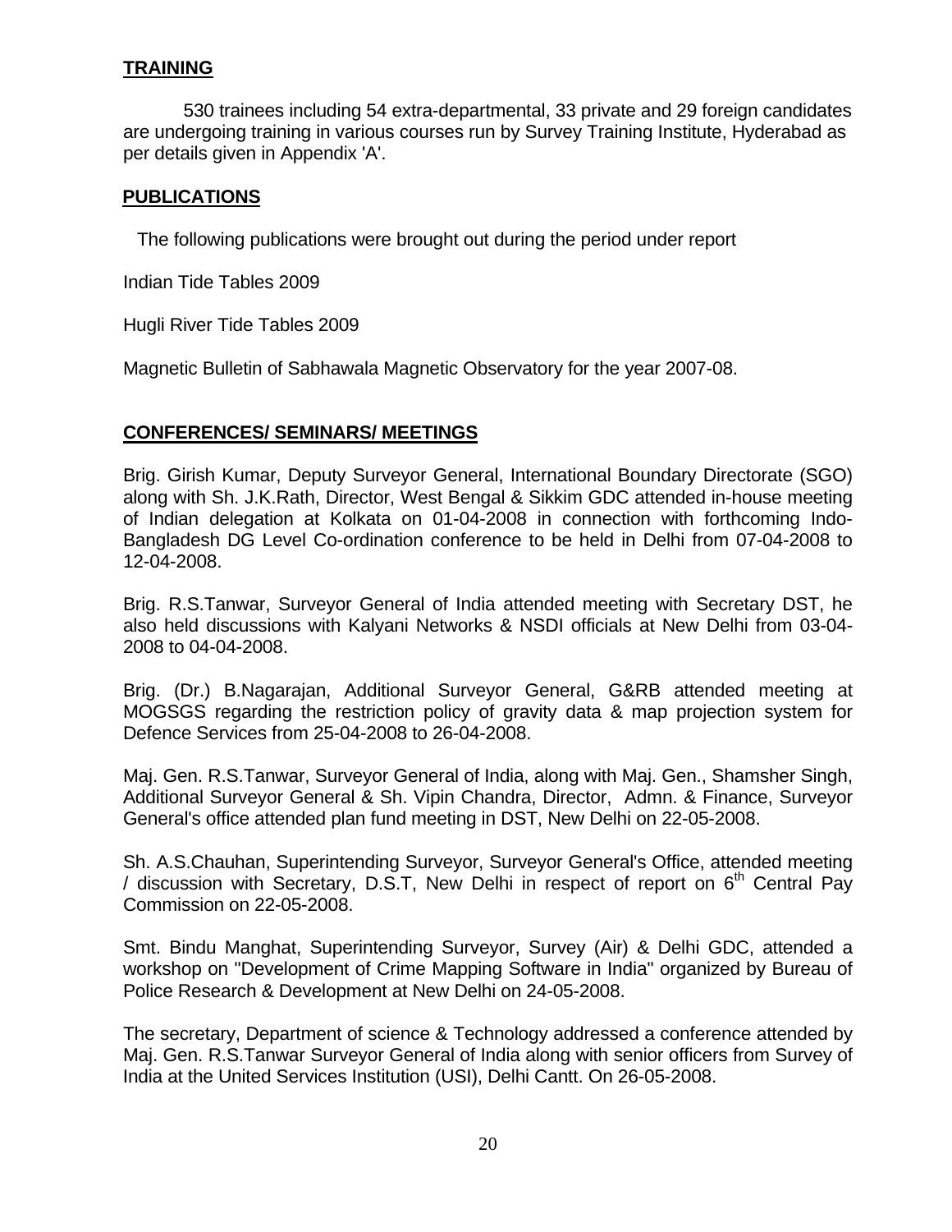## TRAINING

530 trainees including 54 extra-departmental, 33 private and 29 foreign candidates are undergoing training in various courses run by Survey Training Institute, Hyderabad as per details given in Appendix 'A'.

## PUBLICATIONS

The following publications were brought out during the period under report

Indian Tide Tables 2009

Hugli River Tide Tables 2009

Magnetic Bulletin of Sabhawala Magnetic Observatory for the year 2007-08.

## CONFERENCES/ SEMINARS/ MEETINGS

Brig. Girish Kumar, Deputy Surveyor General, International Boundary Directorate (SGO) along with Sh. J.K.Rath, Director, West Bengal & Sikkim GDC attended in-house meeting of Indian delegation at Kolkata on 01-04-2008 in connection with forthcoming Indo-Bangladesh DG Level Co-ordination conference to be held in Delhi from 07-04-2008 to 12-04-2008.

Brig. R.S.Tanwar, Surveyor General of India attended meeting with Secretary DST, he also held discussions with Kalyani Networks & NSDI officials at New Delhi from 03-04-2008 to 04-04-2008.

Brig. (Dr.) B.Nagarajan, Additional Surveyor General, G&RB attended meeting at MOGSGS regarding the restriction policy of gravity data & map projection system for Defence Services from 25-04-2008 to 26-04-2008.

Maj. Gen. R.S.Tanwar, Surveyor General of India, along with Maj. Gen., Shamsher Singh, Additional Surveyor General & Sh. Vipin Chandra, Director, Admn. & Finance, Surveyor General's office attended plan fund meeting in DST, New Delhi on 22-05-2008.

Sh. A.S.Chauhan, Superintending Surveyor, Surveyor General's Office, attended meeting / discussion with Secretary, D.S.T, New Delhi in respect of report on 6th Central Pay Commission on 22-05-2008.

Smt. Bindu Manghat, Superintending Surveyor, Survey (Air) & Delhi GDC, attended a workshop on "Development of Crime Mapping Software in India" organized by Bureau of Police Research & Development at New Delhi on 24-05-2008.

The secretary, Department of science & Technology addressed a conference attended by Maj. Gen. R.S.Tanwar Surveyor General of India along with senior officers from Survey of India at the United Services Institution (USI), Delhi Cantt. On 26-05-2008.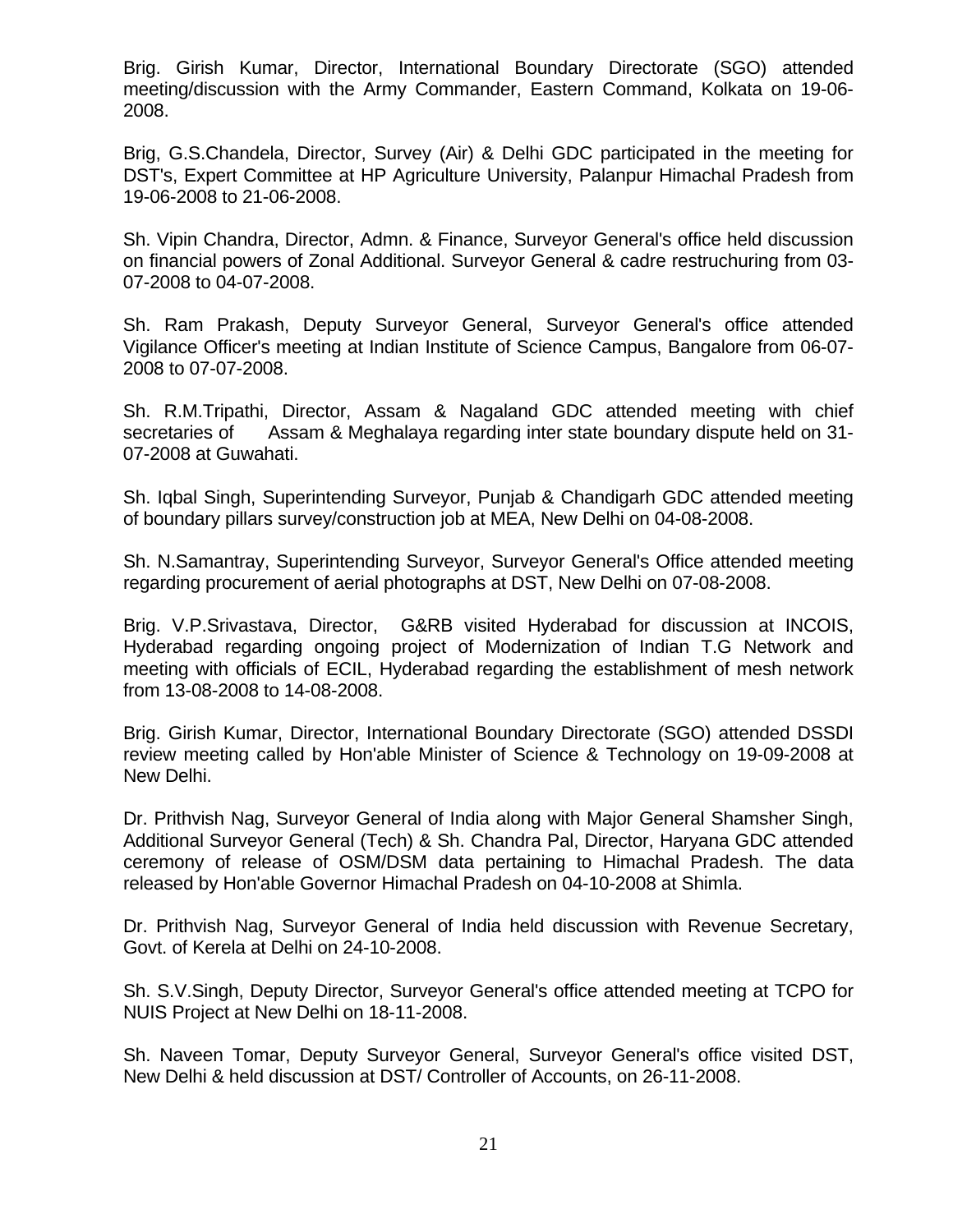Brig. Girish Kumar, Director, International Boundary Directorate (SGO) attended meeting/discussion with the Army Commander, Eastern Command, Kolkata on 19-06-2008.

Brig, G.S.Chandela, Director, Survey (Air) & Delhi GDC participated in the meeting for DST's, Expert Committee at HP Agriculture University, Palanpur Himachal Pradesh from 19-06-2008 to 21-06-2008.

Sh. Vipin Chandra, Director, Admn. & Finance, Surveyor General's office held discussion on financial powers of Zonal Additional. Surveyor General & cadre restruchuring from 03-07-2008 to 04-07-2008.

Sh. Ram Prakash, Deputy Surveyor General, Surveyor General's office attended Vigilance Officer's meeting at Indian Institute of Science Campus, Bangalore from 06-07-2008 to 07-07-2008.

Sh. R.M.Tripathi, Director, Assam & Nagaland GDC attended meeting with chief secretaries of Assam & Meghalaya regarding inter state boundary dispute held on 31-07-2008 at Guwahati.

Sh. Iqbal Singh, Superintending Surveyor, Punjab & Chandigarh GDC attended meeting of boundary pillars survey/construction job at MEA, New Delhi on 04-08-2008.

Sh. N.Samantray, Superintending Surveyor, Surveyor General's Office attended meeting regarding procurement of aerial photographs at DST, New Delhi on 07-08-2008.

Brig. V.P.Srivastava, Director, G&RB visited Hyderabad for discussion at INCOIS, Hyderabad regarding ongoing project of Modernization of Indian T.G Network and meeting with officials of ECIL, Hyderabad regarding the establishment of mesh network from 13-08-2008 to 14-08-2008.

Brig. Girish Kumar, Director, International Boundary Directorate (SGO) attended DSSDI review meeting called by Hon'able Minister of Science & Technology on 19-09-2008 at New Delhi.

Dr. Prithvish Nag, Surveyor General of India along with Major General Shamsher Singh, Additional Surveyor General (Tech) & Sh. Chandra Pal, Director, Haryana GDC attended ceremony of release of OSM/DSM data pertaining to Himachal Pradesh. The data released by Hon'able Governor Himachal Pradesh on 04-10-2008 at Shimla.

Dr. Prithvish Nag, Surveyor General of India held discussion with Revenue Secretary, Govt. of Kerela at Delhi on 24-10-2008.

Sh. S.V.Singh, Deputy Director, Surveyor General's office attended meeting at TCPO for NUIS Project at New Delhi on 18-11-2008.

Sh. Naveen Tomar, Deputy Surveyor General, Surveyor General's office visited DST, New Delhi & held discussion at DST/ Controller of Accounts, on 26-11-2008.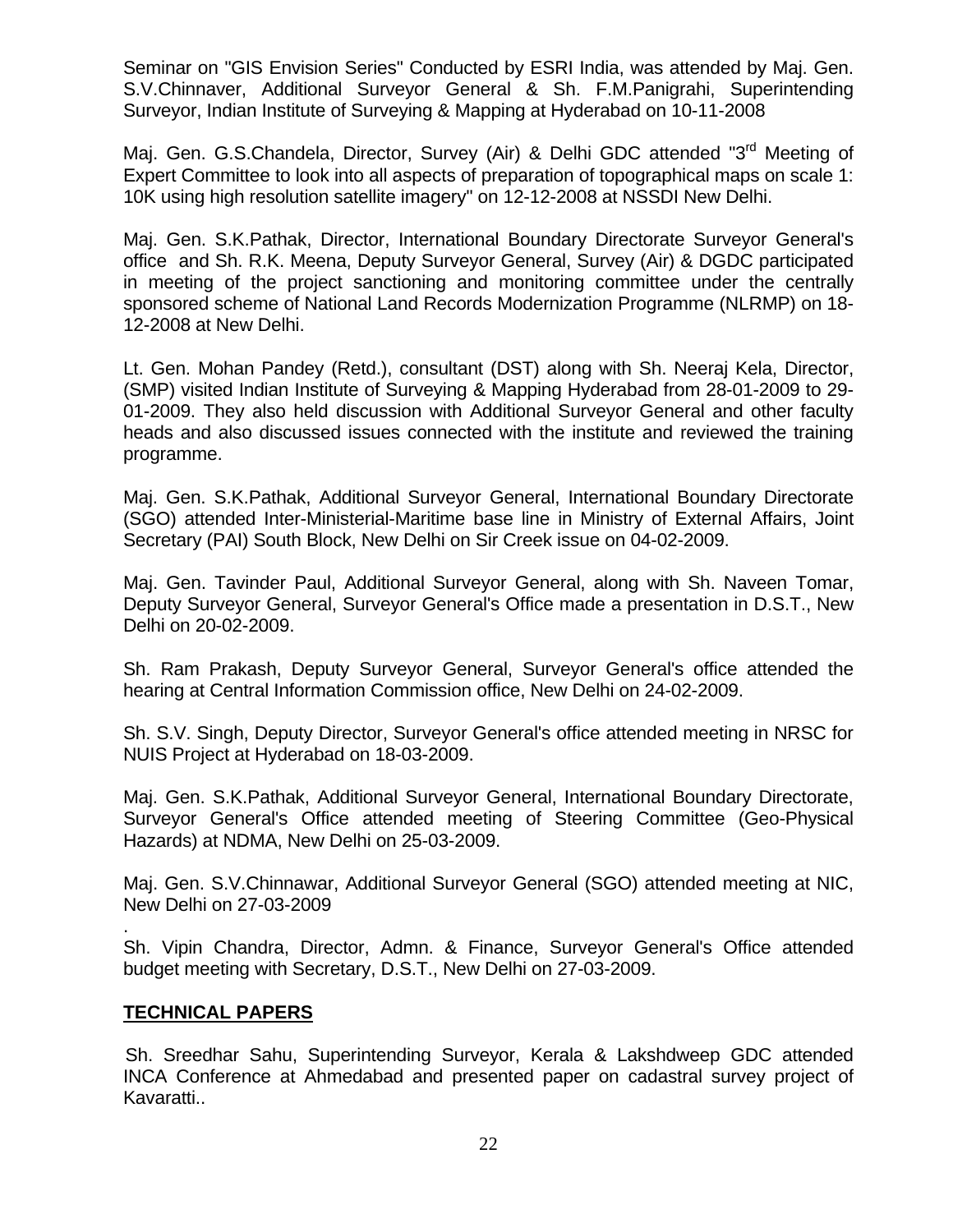Seminar on "GIS Envision Series" Conducted by ESRI India, was attended by Maj. Gen. S.V.Chinnaver, Additional Surveyor General & Sh. F.M.Panigrahi, Superintending Surveyor, Indian Institute of Surveying & Mapping at Hyderabad on 10-11-2008

Maj. Gen. G.S.Chandela, Director, Survey (Air) & Delhi GDC attended "3rd Meeting of Expert Committee to look into all aspects of preparation of topographical maps on scale 1: 10K using high resolution satellite imagery" on 12-12-2008 at NSSDI New Delhi.

Maj. Gen. S.K.Pathak, Director, International Boundary Directorate Surveyor General's office and Sh. R.K. Meena, Deputy Surveyor General, Survey (Air) & DGDC participated in meeting of the project sanctioning and monitoring committee under the centrally sponsored scheme of National Land Records Modernization Programme (NLRMP) on 18-12-2008 at New Delhi.

Lt. Gen. Mohan Pandey (Retd.), consultant (DST) along with Sh. Neeraj Kela, Director, (SMP) visited Indian Institute of Surveying & Mapping Hyderabad from 28-01-2009 to 29-01-2009. They also held discussion with Additional Surveyor General and other faculty heads and also discussed issues connected with the institute and reviewed the training programme.

Maj. Gen. S.K.Pathak, Additional Surveyor General, International Boundary Directorate (SGO) attended Inter-Ministerial-Maritime base line in Ministry of External Affairs, Joint Secretary (PAI) South Block, New Delhi on Sir Creek issue on 04-02-2009.

Maj. Gen. Tavinder Paul, Additional Surveyor General, along with Sh. Naveen Tomar, Deputy Surveyor General, Surveyor General's Office made a presentation in D.S.T., New Delhi on 20-02-2009.

Sh. Ram Prakash, Deputy Surveyor General, Surveyor General's office attended the hearing at Central Information Commission office, New Delhi on 24-02-2009.

Sh. S.V. Singh, Deputy Director, Surveyor General's office attended meeting in NRSC for NUIS Project at Hyderabad on 18-03-2009.

Maj. Gen. S.K.Pathak, Additional Surveyor General, International Boundary Directorate, Surveyor General's Office attended meeting of Steering Committee (Geo-Physical Hazards) at NDMA, New Delhi on 25-03-2009.

Maj. Gen. S.V.Chinnawar, Additional Surveyor General (SGO) attended meeting at NIC, New Delhi on 27-03-2009

.
Sh. Vipin Chandra, Director, Admn. & Finance, Surveyor General's Office attended budget meeting with Secretary, D.S.T., New Delhi on 27-03-2009.

## TECHNICAL PAPERS

Sh. Sreedhar Sahu, Superintending Surveyor, Kerala & Lakshdweep GDC attended INCA Conference at Ahmedabad and presented paper on cadastral survey project of Kavaratti..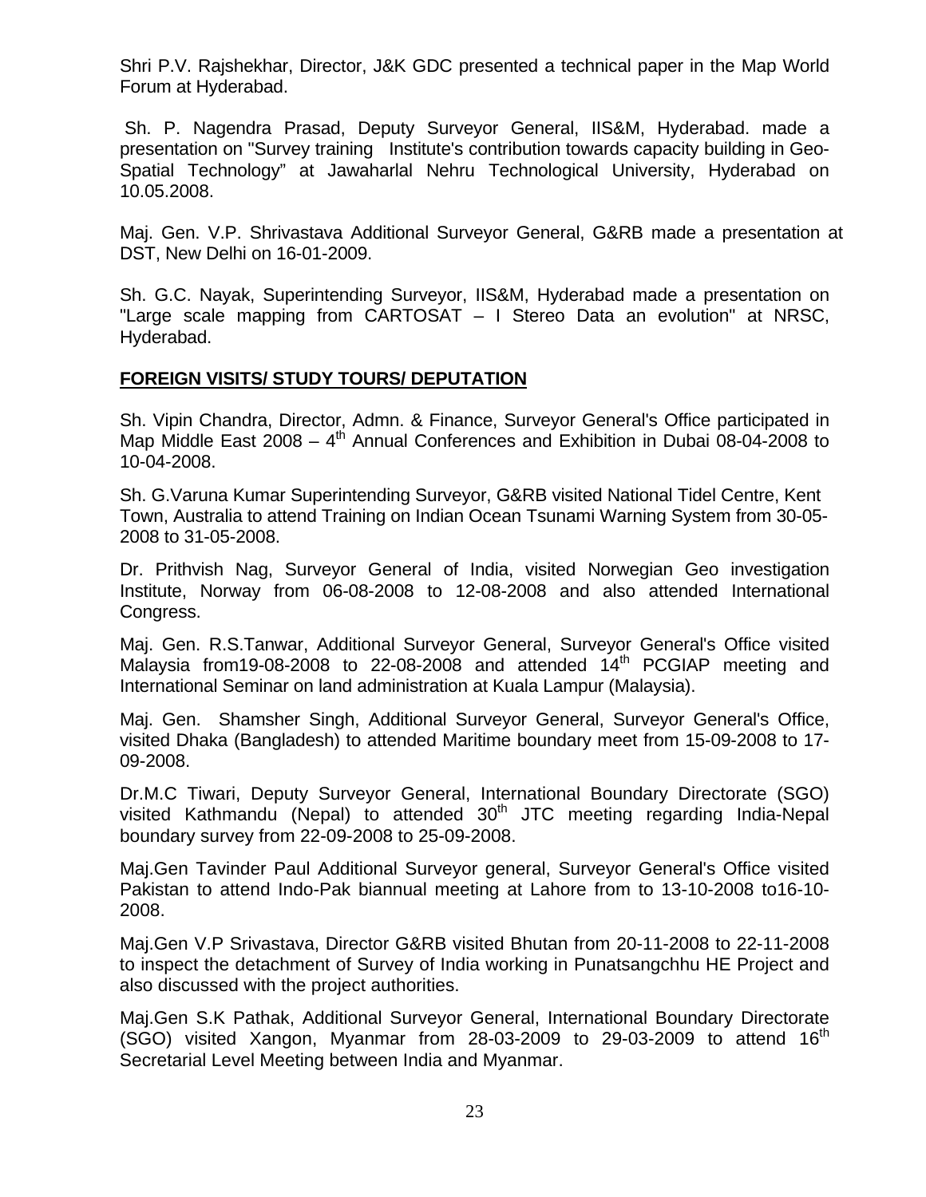Shri P.V. Rajshekhar, Director, J&K GDC presented a technical paper in the Map World Forum at Hyderabad.

Sh. P. Nagendra Prasad, Deputy Surveyor General, IIS&M, Hyderabad. made a presentation on "Survey training Institute's contribution towards capacity building in Geo-Spatial Technology" at Jawaharlal Nehru Technological University, Hyderabad on 10.05.2008.

Maj. Gen. V.P. Shrivastava Additional Surveyor General, G&RB made a presentation at DST, New Delhi on 16-01-2009.

Sh. G.C. Nayak, Superintending Surveyor, IIS&M, Hyderabad made a presentation on "Large scale mapping from CARTOSAT – I Stereo Data an evolution" at NRSC, Hyderabad.

**FOREIGN VISITS/ STUDY TOURS/ DEPUTATION**

Sh. Vipin Chandra, Director, Admn. & Finance, Surveyor General's Office participated in Map Middle East 2008 – 4th Annual Conferences and Exhibition in Dubai 08-04-2008 to 10-04-2008.

Sh. G.Varuna Kumar Superintending Surveyor, G&RB visited National Tidel Centre, Kent Town, Australia to attend Training on Indian Ocean Tsunami Warning System from 30-05-2008 to 31-05-2008.

Dr. Prithvish Nag, Surveyor General of India, visited Norwegian Geo investigation Institute, Norway from 06-08-2008 to 12-08-2008 and also attended International Congress.

Maj. Gen. R.S.Tanwar, Additional Surveyor General, Surveyor General's Office visited Malaysia from19-08-2008 to 22-08-2008 and attended 14th PCGIAP meeting and International Seminar on land administration at Kuala Lampur (Malaysia).

Maj. Gen. Shamsher Singh, Additional Surveyor General, Surveyor General's Office, visited Dhaka (Bangladesh) to attended Maritime boundary meet from 15-09-2008 to 17-09-2008.

Dr.M.C Tiwari, Deputy Surveyor General, International Boundary Directorate (SGO) visited Kathmandu (Nepal) to attended 30th JTC meeting regarding India-Nepal boundary survey from 22-09-2008 to 25-09-2008.

Maj.Gen Tavinder Paul Additional Surveyor general, Surveyor General's Office visited Pakistan to attend Indo-Pak biannual meeting at Lahore from to 13-10-2008 to16-10-2008.

Maj.Gen V.P Srivastava, Director G&RB visited Bhutan from 20-11-2008 to 22-11-2008 to inspect the detachment of Survey of India working in Punatsangchhu HE Project and also discussed with the project authorities.

Maj.Gen S.K Pathak, Additional Surveyor General, International Boundary Directorate (SGO) visited Xangon, Myanmar from 28-03-2009 to 29-03-2009 to attend 16th Secretarial Level Meeting between India and Myanmar.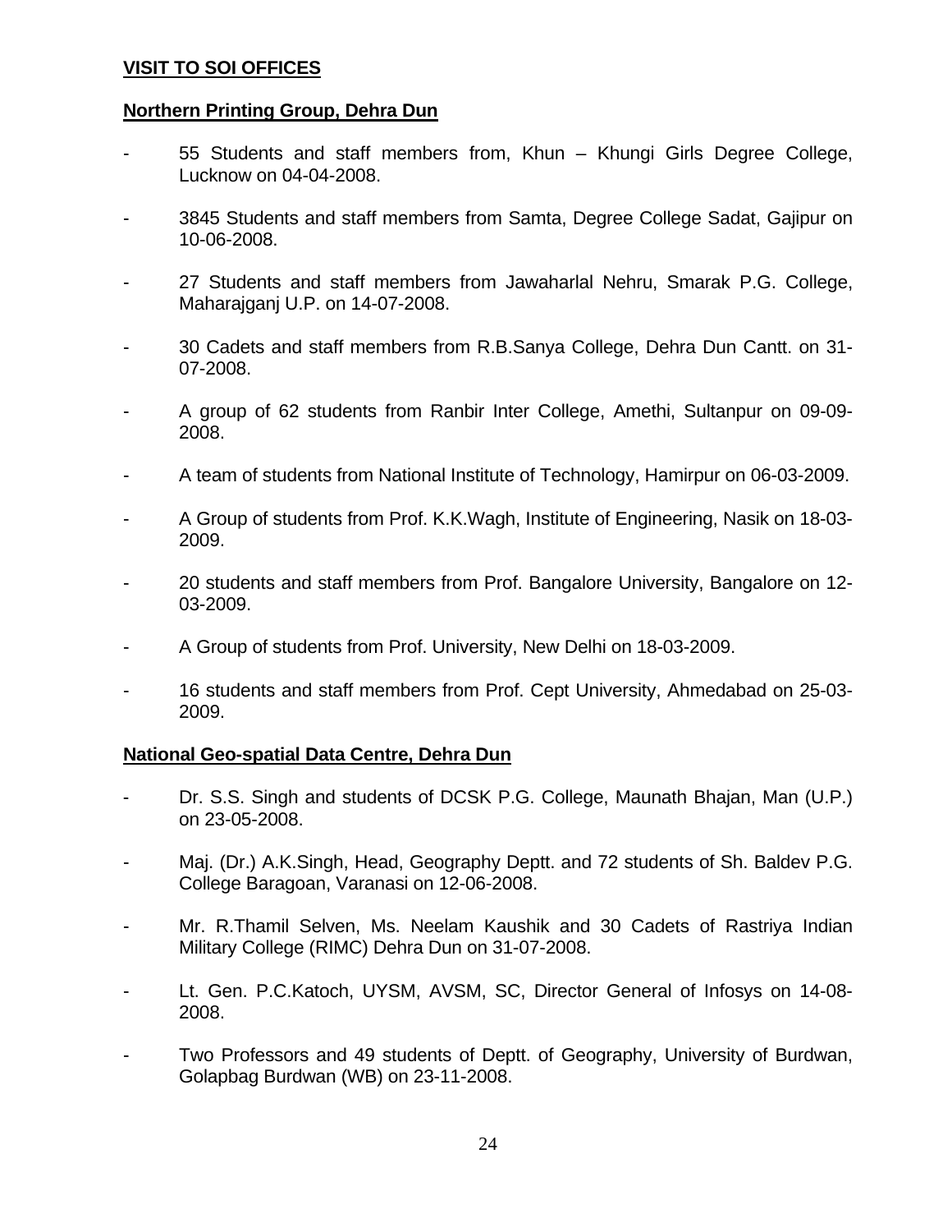## VISIT TO SOI OFFICES

### Northern Printing Group, Dehra Dun

- 55 Students and staff members from, Khun – Khungi Girls Degree College, Lucknow on 04-04-2008.
- 3845 Students and staff members from Samta, Degree College Sadat, Gajipur on 10-06-2008.
- 27 Students and staff members from Jawaharlal Nehru, Smarak P.G. College, Maharajganj U.P. on 14-07-2008.
- 30 Cadets and staff members from R.B.Sanya College, Dehra Dun Cantt. on 31-07-2008.
- A group of 62 students from Ranbir Inter College, Amethi, Sultanpur on 09-09-2008.
- A team of students from National Institute of Technology, Hamirpur on 06-03-2009.
- A Group of students from Prof. K.K.Wagh, Institute of Engineering, Nasik on 18-03-2009.
- 20 students and staff members from Prof. Bangalore University, Bangalore on 12-03-2009.
- A Group of students from Prof. University, New Delhi on 18-03-2009.
- 16 students and staff members from Prof. Cept University, Ahmedabad on 25-03-2009.

### National Geo-spatial Data Centre, Dehra Dun

- Dr. S.S. Singh and students of DCSK P.G. College, Maunath Bhajan, Man (U.P.) on 23-05-2008.
- Maj. (Dr.) A.K.Singh, Head, Geography Deptt. and 72 students of Sh. Baldev P.G. College Baragoan, Varanasi on 12-06-2008.
- Mr. R.Thamil Selven, Ms. Neelam Kaushik and 30 Cadets of Rastriya Indian Military College (RIMC) Dehra Dun on 31-07-2008.
- Lt. Gen. P.C.Katoch, UYSM, AVSM, SC, Director General of Infosys on 14-08-2008.
- Two Professors and 49 students of Deptt. of Geography, University of Burdwan, Golapbag Burdwan (WB) on 23-11-2008.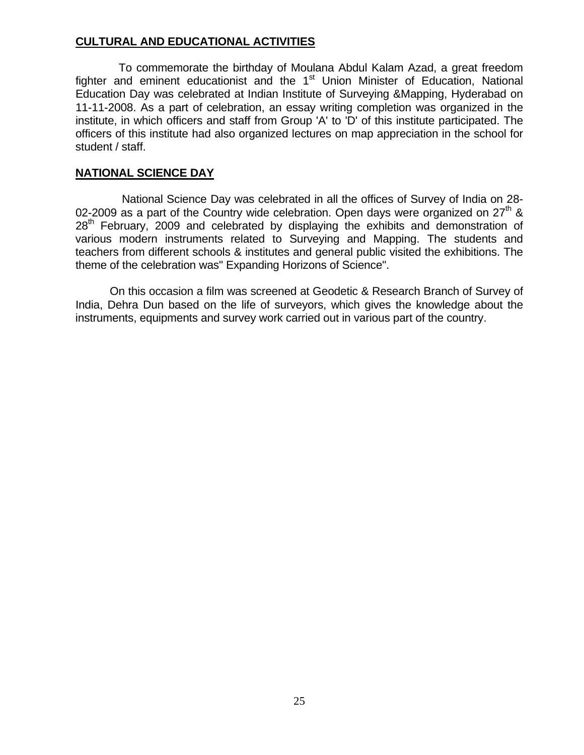## CULTURAL AND EDUCATIONAL ACTIVITIES

To commemorate the birthday of Moulana Abdul Kalam Azad, a great freedom fighter and eminent educationist and the 1st Union Minister of Education, National Education Day was celebrated at Indian Institute of Surveying &Mapping, Hyderabad on 11-11-2008. As a part of celebration, an essay writing completion was organized in the institute, in which officers and staff from Group 'A' to 'D' of this institute participated. The officers of this institute had also organized lectures on map appreciation in the school for student / staff.

## NATIONAL SCIENCE DAY

National Science Day was celebrated in all the offices of Survey of India on 28-02-2009 as a part of the Country wide celebration. Open days were organized on 27th & 28th February, 2009 and celebrated by displaying the exhibits and demonstration of various modern instruments related to Surveying and Mapping. The students and teachers from different schools & institutes and general public visited the exhibitions. The theme of the celebration was" Expanding Horizons of Science".

On this occasion a film was screened at Geodetic & Research Branch of Survey of India, Dehra Dun based on the life of surveyors, which gives the knowledge about the instruments, equipments and survey work carried out in various part of the country.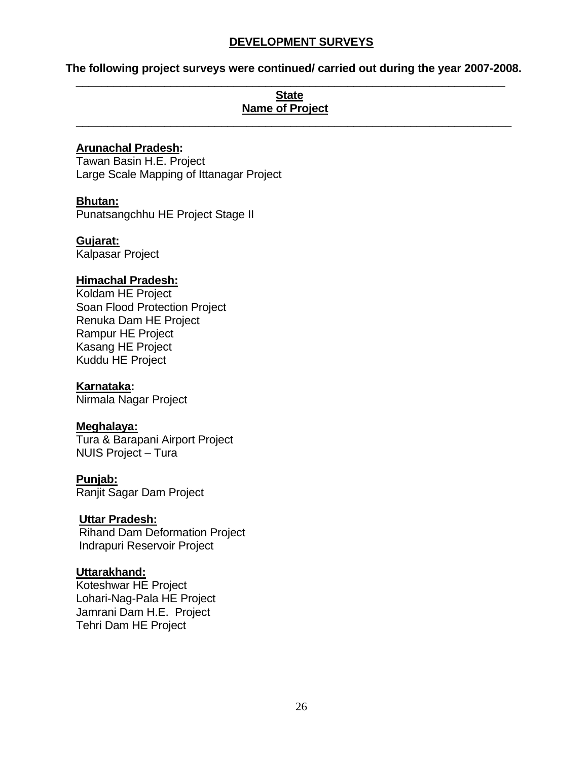## DEVELOPMENT SURVEYS

**The following project surveys were continued/ carried out during the year 2007-2008.**

---

**State**
**Name of Project**

---

**Arunachal Pradesh:**
Tawan Basin H.E. Project
Large Scale Mapping of Ittanagar Project

**Bhutan:**
Punatsangchhu HE Project Stage II

**Gujarat:**
Kalpasar Project

**Himachal Pradesh:**
Koldam HE Project
Soan Flood Protection Project
Renuka Dam HE Project
Rampur HE Project
Kasang HE Project
Kuddu HE Project

**Karnataka:**
Nirmala Nagar Project

**Meghalaya:**
Tura & Barapani Airport Project
NUIS Project – Tura

**Punjab:**
Ranjit Sagar Dam Project

**Uttar Pradesh:**
Rihand Dam Deformation Project
Indrapuri Reservoir Project

**Uttarakhand:**
Koteshwar HE Project
Lohari-Nag-Pala HE Project
Jamrani Dam H.E. Project
Tehri Dam HE Project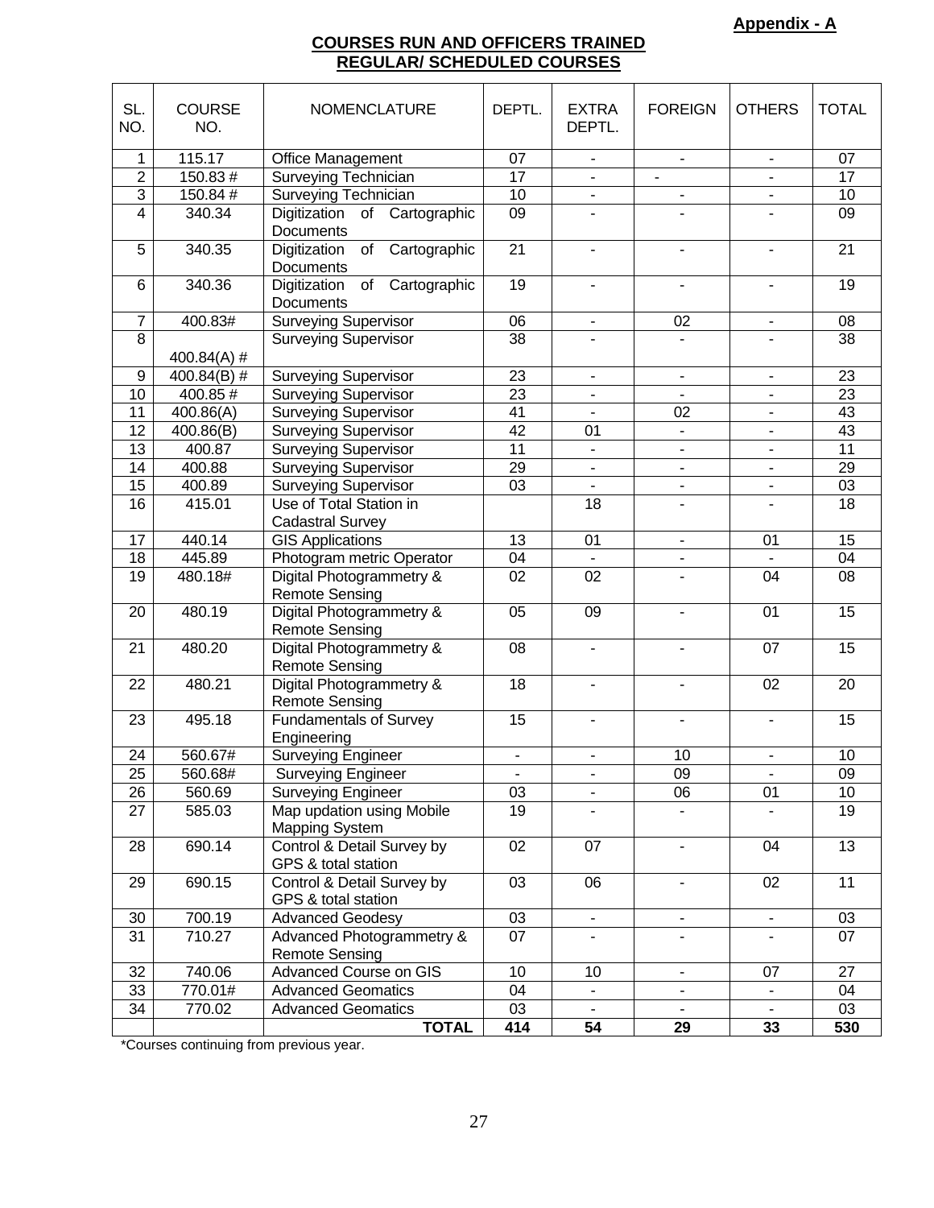**Appendix - A**

## COURSES RUN AND OFFICERS TRAINED
## REGULAR/ SCHEDULED COURSES

| SL. NO. | COURSE NO. | NOMENCLATURE | DEPTL. | EXTRA DEPTL. | FOREIGN | OTHERS | TOTAL |
|---|---|---|---|---|---|---|---|
| 1 | 115.17 | Office Management | 07 | - | - | - | 07 |
| 2 | 150.83 # | Surveying Technician | 17 | - | - | - | 17 |
| 3 | 150.84 # | Surveying Technician | 10 | - | - | - | 10 |
| 4 | 340.34 | Digitization of Cartographic Documents | 09 | - | - | - | 09 |
| 5 | 340.35 | Digitization of Cartographic Documents | 21 | - | - | - | 21 |
| 6 | 340.36 | Digitization of Cartographic Documents | 19 | - | - | - | 19 |
| 7 | 400.83# | Surveying Supervisor | 06 | - | 02 | - | 08 |
| 8 | 400.84(A) # | Surveying Supervisor | 38 | - | - | - | 38 |
| 9 | 400.84(B) # | Surveying Supervisor | 23 | - | - | - | 23 |
| 10 | 400.85 # | Surveying Supervisor | 23 | - | - | - | 23 |
| 11 | 400.86(A) | Surveying Supervisor | 41 | - | 02 | - | 43 |
| 12 | 400.86(B) | Surveying Supervisor | 42 | 01 | - | - | 43 |
| 13 | 400.87 | Surveying Supervisor | 11 | - | - | - | 11 |
| 14 | 400.88 | Surveying Supervisor | 29 | - | - | - | 29 |
| 15 | 400.89 | Surveying Supervisor | 03 | - | - | - | 03 |
| 16 | 415.01 | Use of Total Station in Cadastral Survey | | 18 | - | - | 18 |
| 17 | 440.14 | GIS Applications | 13 | 01 | - | 01 | 15 |
| 18 | 445.89 | Photogram metric Operator | 04 | - | - | - | 04 |
| 19 | 480.18# | Digital Photogrammetry & Remote Sensing | 02 | 02 | - | 04 | 08 |
| 20 | 480.19 | Digital Photogrammetry & Remote Sensing | 05 | 09 | - | 01 | 15 |
| 21 | 480.20 | Digital Photogrammetry & Remote Sensing | 08 | - | - | 07 | 15 |
| 22 | 480.21 | Digital Photogrammetry & Remote Sensing | 18 | - | - | 02 | 20 |
| 23 | 495.18 | Fundamentals of Survey Engineering | 15 | - | - | - | 15 |
| 24 | 560.67# | Surveying Engineer | - | - | 10 | - | 10 |
| 25 | 560.68# | Surveying Engineer | - | - | 09 | - | 09 |
| 26 | 560.69 | Surveying Engineer | 03 | - | 06 | 01 | 10 |
| 27 | 585.03 | Map updation using Mobile Mapping System | 19 | - | - | - | 19 |
| 28 | 690.14 | Control & Detail Survey by GPS & total station | 02 | 07 | - | 04 | 13 |
| 29 | 690.15 | Control & Detail Survey by GPS & total station | 03 | 06 | - | 02 | 11 |
| 30 | 700.19 | Advanced Geodesy | 03 | - | - | - | 03 |
| 31 | 710.27 | Advanced Photogrammetry & Remote Sensing | 07 | - | - | - | 07 |
| 32 | 740.06 | Advanced Course on GIS | 10 | 10 | - | 07 | 27 |
| 33 | 770.01# | Advanced Geomatics | 04 | - | - | - | 04 |
| 34 | 770.02 | Advanced Geomatics | 03 | - | - | - | 03 |
| | | **TOTAL** | **414** | **54** | **29** | **33** | **530** |

*Courses continuing from previous year.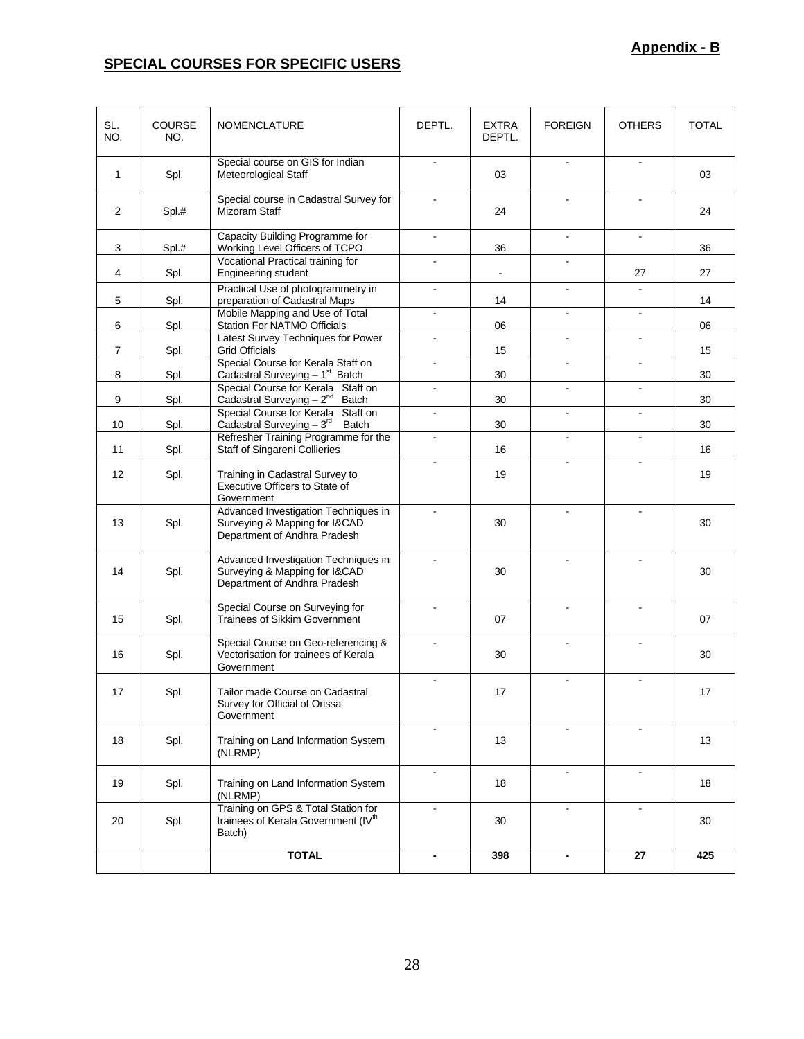**Appendix - B**

## SPECIAL COURSES FOR SPECIFIC USERS

| SL. NO. | COURSE NO. | NOMENCLATURE | DEPTL. | EXTRA DEPTL. | FOREIGN | OTHERS | TOTAL |
|---|---|---|---|---|---|---|---|
| 1 | Spl. | Special course on GIS for Indian Meteorological Staff | - | 03 | - | - | 03 |
| 2 | Spl.# | Special course in Cadastral Survey for Mizoram Staff | - | 24 | - | - | 24 |
| 3 | Spl.# | Capacity Building Programme for Working Level Officers of TCPO | - | 36 | - | - | 36 |
| 4 | Spl. | Vocational Practical training for Engineering student | - | - | - | 27 | 27 |
| 5 | Spl. | Practical Use of photogrammetry in preparation of Cadastral Maps | - | 14 | - | - | 14 |
| 6 | Spl. | Mobile Mapping and Use of Total Station For NATMO Officials | - | 06 | - | - | 06 |
| 7 | Spl. | Latest Survey Techniques for Power Grid Officials | - | 15 | - | - | 15 |
| 8 | Spl. | Special Course for Kerala Staff on Cadastral Surveying – 1st Batch | - | 30 | - | - | 30 |
| 9 | Spl. | Special Course for Kerala Staff on Cadastral Surveying – 2nd Batch | - | 30 | - | - | 30 |
| 10 | Spl. | Special Course for Kerala Staff on Cadastral Surveying – 3rd Batch | - | 30 | - | - | 30 |
| 11 | Spl. | Refresher Training Programme for the Staff of Singareni Collieries | - | 16 | - | - | 16 |
| 12 | Spl. | Training in Cadastral Survey to Executive Officers to State of Government | - | 19 | - | - | 19 |
| 13 | Spl. | Advanced Investigation Techniques in Surveying & Mapping for I&CAD Department of Andhra Pradesh | - | 30 | - | - | 30 |
| 14 | Spl. | Advanced Investigation Techniques in Surveying & Mapping for I&CAD Department of Andhra Pradesh | - | 30 | - | - | 30 |
| 15 | Spl. | Special Course on Surveying for Trainees of Sikkim Government | - | 07 | - | - | 07 |
| 16 | Spl. | Special Course on Geo-referencing & Vectorisation for trainees of Kerala Government | - | 30 | - | - | 30 |
| 17 | Spl. | Tailor made Course on Cadastral Survey for Official of Orissa Government | - | 17 | - | - | 17 |
| 18 | Spl. | Training on Land Information System (NLRMP) | - | 13 | - | - | 13 |
| 19 | Spl. | Training on Land Information System (NLRMP) | - | 18 | - | - | 18 |
| 20 | Spl. | Training on GPS & Total Station for trainees of Kerala Government (IVth Batch) | - | 30 | - | - | 30 |
| | | **TOTAL** | **-** | **398** | **-** | **27** | **425** |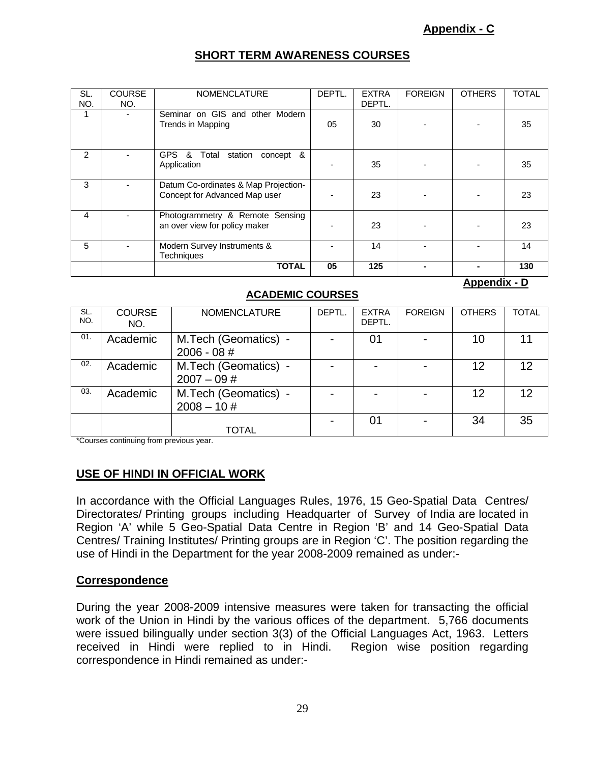**Appendix - C**

## SHORT TERM AWARENESS COURSES

| SL. NO. | COURSE NO. | NOMENCLATURE | DEPTL. | EXTRA DEPTL. | FOREIGN | OTHERS | TOTAL |
|---|---|---|---|---|---|---|---|
| 1 | - | Seminar on GIS and other Modern Trends in Mapping | 05 | 30 | - | - | 35 |
| 2 | - | GPS & Total station concept & Application | - | 35 | - | - | 35 |
| 3 | - | Datum Co-ordinates & Map Projection- Concept for Advanced Map user | - | 23 | - | - | 23 |
| 4 | - | Photogrammetry & Remote Sensing an over view for policy maker | - | 23 | - | - | 23 |
| 5 | - | Modern Survey Instruments & Techniques | - | 14 | - | - | 14 |
| | | **TOTAL** | **05** | **125** | **-** | **-** | **130** |

**Appendix - D**

## ACADEMIC COURSES

| SL. NO. | COURSE NO. | NOMENCLATURE | DEPTL. | EXTRA DEPTL. | FOREIGN | OTHERS | TOTAL |
|---|---|---|---|---|---|---|---|
| 01. | Academic | M.Tech (Geomatics) - 2006 - 08 # | - | 01 | - | 10 | 11 |
| 02. | Academic | M.Tech (Geomatics) - 2007 – 09 # | - | - | - | 12 | 12 |
| 03. | Academic | M.Tech (Geomatics) - 2008 – 10 # | - | - | - | 12 | 12 |
| | | TOTAL | - | 01 | - | 34 | 35 |

*Courses continuing from previous year.

## USE OF HINDI IN OFFICIAL WORK

In accordance with the Official Languages Rules, 1976, 15 Geo-Spatial Data Centres/ Directorates/ Printing groups including Headquarter of Survey of India are located in Region 'A' while 5 Geo-Spatial Data Centre in Region 'B' and 14 Geo-Spatial Data Centres/ Training Institutes/ Printing groups are in Region 'C'. The position regarding the use of Hindi in the Department for the year 2008-2009 remained as under:-

### Correspondence

During the year 2008-2009 intensive measures were taken for transacting the official work of the Union in Hindi by the various offices of the department. 5,766 documents were issued bilingually under section 3(3) of the Official Languages Act, 1963. Letters received in Hindi were replied to in Hindi. Region wise position regarding correspondence in Hindi remained as under:-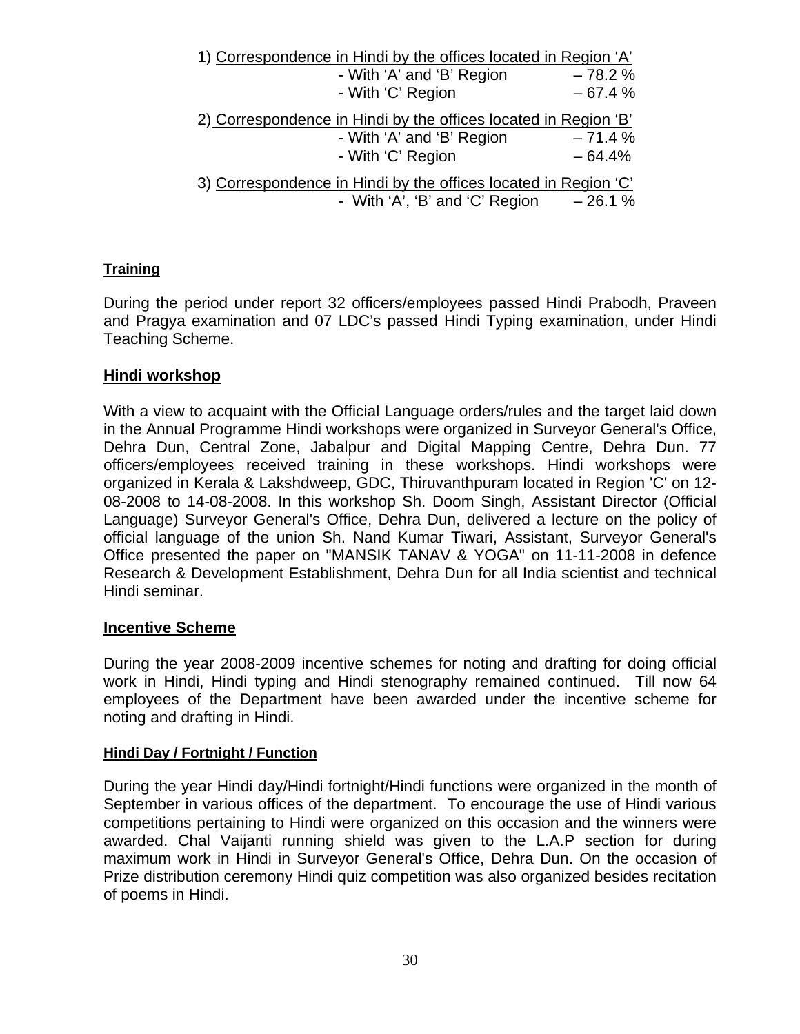1) Correspondence in Hindi by the offices located in Region 'A'

- With 'A' and 'B' Region – 78.2 %
- With 'C' Region – 67.4 %

2) Correspondence in Hindi by the offices located in Region 'B'

- With 'A' and 'B' Region – 71.4 %
- With 'C' Region – 64.4%

3) Correspondence in Hindi by the offices located in Region 'C'

- With 'A', 'B' and 'C' Region – 26.1 %

#### Training

During the period under report 32 officers/employees passed Hindi Prabodh, Praveen and Pragya examination and 07 LDC's passed Hindi Typing examination, under Hindi Teaching Scheme.

### Hindi workshop

With a view to acquaint with the Official Language orders/rules and the target laid down in the Annual Programme Hindi workshops were organized in Surveyor General's Office, Dehra Dun, Central Zone, Jabalpur and Digital Mapping Centre, Dehra Dun. 77 officers/employees received training in these workshops. Hindi workshops were organized in Kerala & Lakshdweep, GDC, Thiruvanthpuram located in Region 'C' on 12-08-2008 to 14-08-2008. In this workshop Sh. Doom Singh, Assistant Director (Official Language) Surveyor General's Office, Dehra Dun, delivered a lecture on the policy of official language of the union Sh. Nand Kumar Tiwari, Assistant, Surveyor General's Office presented the paper on "MANSIK TANAV & YOGA" on 11-11-2008 in defence Research & Development Establishment, Dehra Dun for all India scientist and technical Hindi seminar.

### Incentive Scheme

During the year 2008-2009 incentive schemes for noting and drafting for doing official work in Hindi, Hindi typing and Hindi stenography remained continued. Till now 64 employees of the Department have been awarded under the incentive scheme for noting and drafting in Hindi.

#### Hindi Day / Fortnight / Function

During the year Hindi day/Hindi fortnight/Hindi functions were organized in the month of September in various offices of the department. To encourage the use of Hindi various competitions pertaining to Hindi were organized on this occasion and the winners were awarded. Chal Vaijanti running shield was given to the L.A.P section for during maximum work in Hindi in Surveyor General's Office, Dehra Dun. On the occasion of Prize distribution ceremony Hindi quiz competition was also organized besides recitation of poems in Hindi.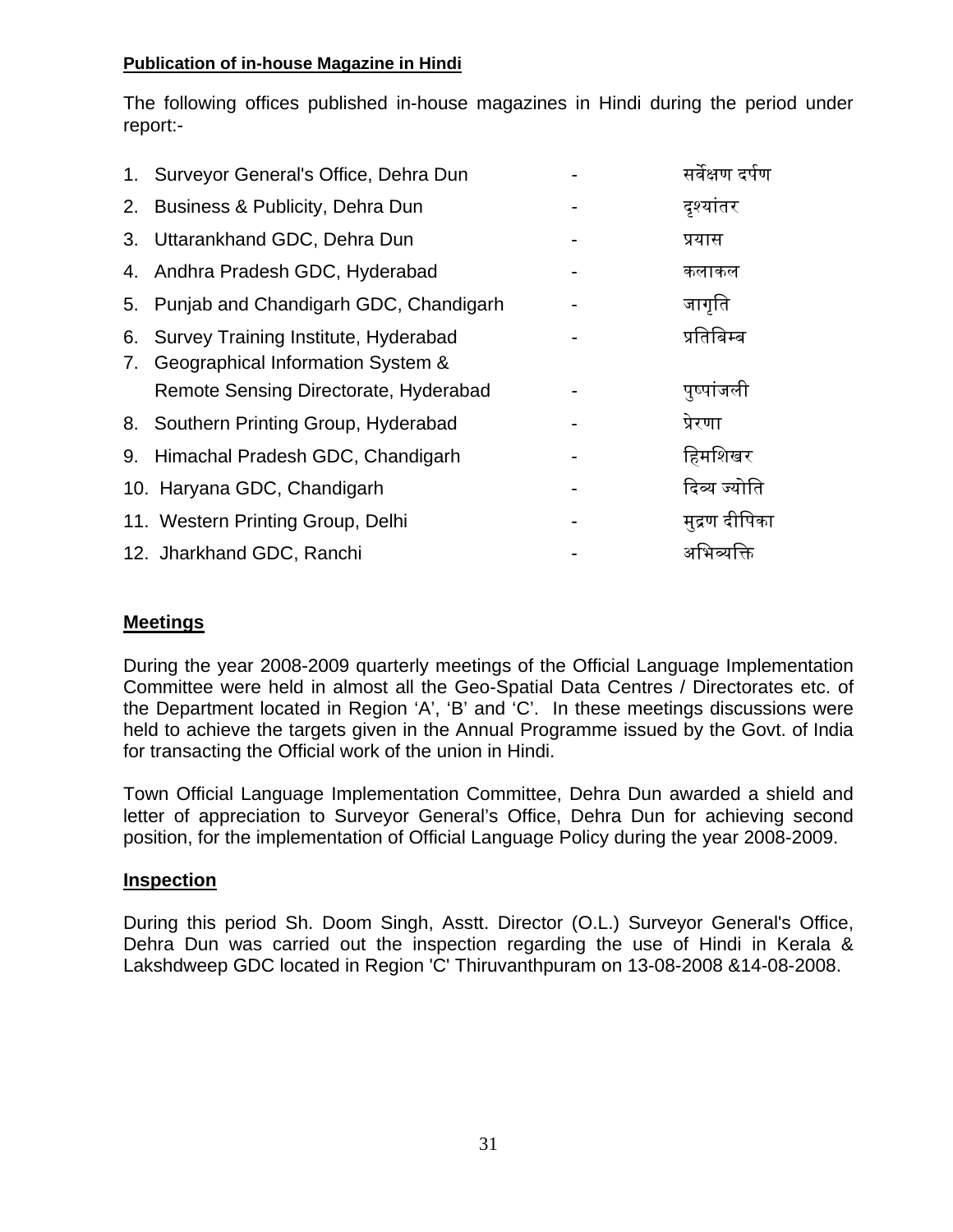**Publication of in-house Magazine in Hindi**

The following offices published in-house magazines in Hindi during the period under report:-

1. Surveyor General's Office, Dehra Dun - सर्वेक्षण दर्पण
2. Business & Publicity, Dehra Dun - दृश्यांतर
3. Uttarankhand GDC, Dehra Dun - प्रयास
4. Andhra Pradesh GDC, Hyderabad - कलाकल
5. Punjab and Chandigarh GDC, Chandigarh - जागृति
6. Survey Training Institute, Hyderabad - प्रतिबिम्ब
7. Geographical Information System & Remote Sensing Directorate, Hyderabad - पुष्पांजली
8. Southern Printing Group, Hyderabad - प्रेरणा
9. Himachal Pradesh GDC, Chandigarh - हिमशिखर
10. Haryana GDC, Chandigarh - दिव्य ज्योति
11. Western Printing Group, Delhi - मुद्रण दीपिका
12. Jharkhand GDC, Ranchi - अभिव्यक्ति

## Meetings

During the year 2008-2009 quarterly meetings of the Official Language Implementation Committee were held in almost all the Geo-Spatial Data Centres / Directorates etc. of the Department located in Region 'A', 'B' and 'C'. In these meetings discussions were held to achieve the targets given in the Annual Programme issued by the Govt. of India for transacting the Official work of the union in Hindi.

Town Official Language Implementation Committee, Dehra Dun awarded a shield and letter of appreciation to Surveyor General's Office, Dehra Dun for achieving second position, for the implementation of Official Language Policy during the year 2008-2009.

## Inspection

During this period Sh. Doom Singh, Asstt. Director (O.L.) Surveyor General's Office, Dehra Dun was carried out the inspection regarding the use of Hindi in Kerala & Lakshdweep GDC located in Region 'C' Thiruvanthpuram on 13-08-2008 &14-08-2008.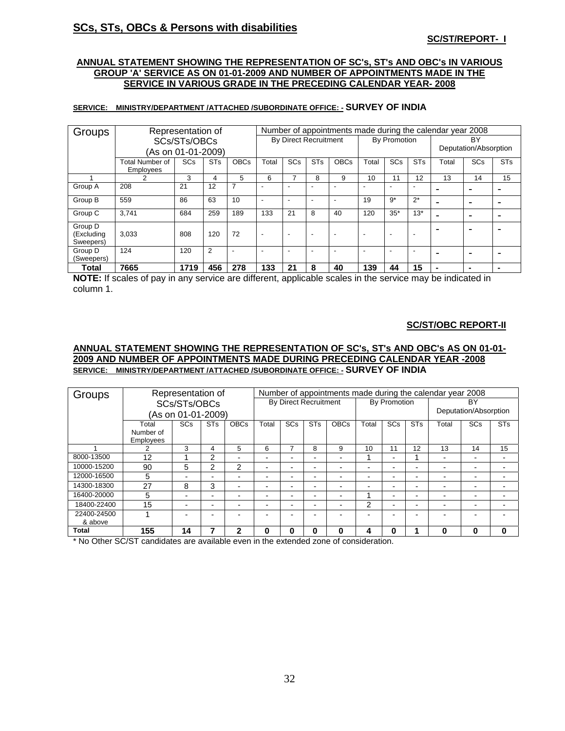## SCs, STs, OBCs & Persons with disabilities

**SC/ST/REPORT- I**

**ANNUAL STATEMENT SHOWING THE REPRESENTATION OF SC's, ST's AND OBC's IN VARIOUS GROUP 'A' SERVICE AS ON 01-01-2009 AND NUMBER OF APPOINTMENTS MADE IN THE SERVICE IN VARIOUS GRADE IN THE PRECEDING CALENDAR YEAR- 2008**

**SERVICE: MINISTRY/DEPARTMENT /ATTACHED /SUBORDINATE OFFICE: - SURVEY OF INDIA**

| Groups | Representation of SCs/STs/OBCs (As on 01-01-2009) | | | | Number of appointments made during the calendar year 2008 | | | | | | | | | |
|---|---|---|---|---|---|---|---|---|---|---|---|---|---|---|
| | | | | | By Direct Recruitment | | | | By Promotion | | | BY Deputation/Absorption | | |
| | Total Number of Employees | SCs | STs | OBCs | Total | SCs | STs | OBCs | Total | SCs | STs | Total | SCs | STs |
| 1 | 2 | 3 | 4 | 5 | 6 | 7 | 8 | 9 | 10 | 11 | 12 | 13 | 14 | 15 |
| Group A | 208 | 21 | 12 | 7 | - | - | - | - | - | - | - | - | - | - |
| Group B | 559 | 86 | 63 | 10 | - | - | - | - | 19 | 9* | 2* | - | - | - |
| Group C | 3,741 | 684 | 259 | 189 | 133 | 21 | 8 | 40 | 120 | 35* | 13* | - | - | - |
| Group D (Excluding Sweepers) | 3,033 | 808 | 120 | 72 | - | - | - | - | - | - | - | - | - | - |
| Group D (Sweepers) | 124 | 120 | 2 | - | - | - | - | - | - | - | - | - | - | - |
| **Total** | **7665** | **1719** | **456** | **278** | **133** | **21** | **8** | **40** | **139** | **44** | **15** | - | - | - |

**NOTE:** If scales of pay in any service are different, applicable scales in the service may be indicated in column 1.

**SC/ST/OBC REPORT-II**

**ANNUAL STATEMENT SHOWING THE REPRESENTATION OF SC's, ST's AND OBC's AS ON 01-01-2009 AND NUMBER OF APPOINTMENTS MADE DURING PRECEDING CALENDAR YEAR -2008**

**SERVICE: MINISTRY/DEPARTMENT /ATTACHED /SUBORDINATE OFFICE: - SURVEY OF INDIA**

| Groups | Representation of SCs/STs/OBCs (As on 01-01-2009) | | | | Number of appointments made during the calendar year 2008 | | | | | | | | | |
|---|---|---|---|---|---|---|---|---|---|---|---|---|---|---|
| | | | | | By Direct Recruitment | | | | By Promotion | | | BY Deputation/Absorption | | |
| | Total Number of Employees | SCs | STs | OBCs | Total | SCs | STs | OBCs | Total | SCs | STs | Total | SCs | STs |
| 1 | 2 | 3 | 4 | 5 | 6 | 7 | 8 | 9 | 10 | 11 | 12 | 13 | 14 | 15 |
| 8000-13500 | 12 | 1 | 2 | - | - | - | - | - | 1 | - | 1 | - | - | - |
| 10000-15200 | 90 | 5 | 2 | 2 | - | - | - | - | - | - | - | - | - | - |
| 12000-16500 | 5 | - | - | - | - | - | - | - | - | - | - | - | - | - |
| 14300-18300 | 27 | 8 | 3 | - | - | - | - | - | - | - | - | - | - | - |
| 16400-20000 | 5 | - | - | - | - | - | - | - | 1 | - | - | - | - | - |
| 18400-22400 | 15 | - | - | - | - | - | - | - | 2 | - | - | - | - | - |
| 22400-24500 & above | 1 | - | - | - | - | - | - | - | - | - | - | - | - | - |
| **Total** | **155** | **14** | **7** | **2** | **0** | **0** | **0** | **0** | **4** | **0** | **1** | **0** | **0** | **0** |

* No Other SC/ST candidates are available even in the extended zone of consideration.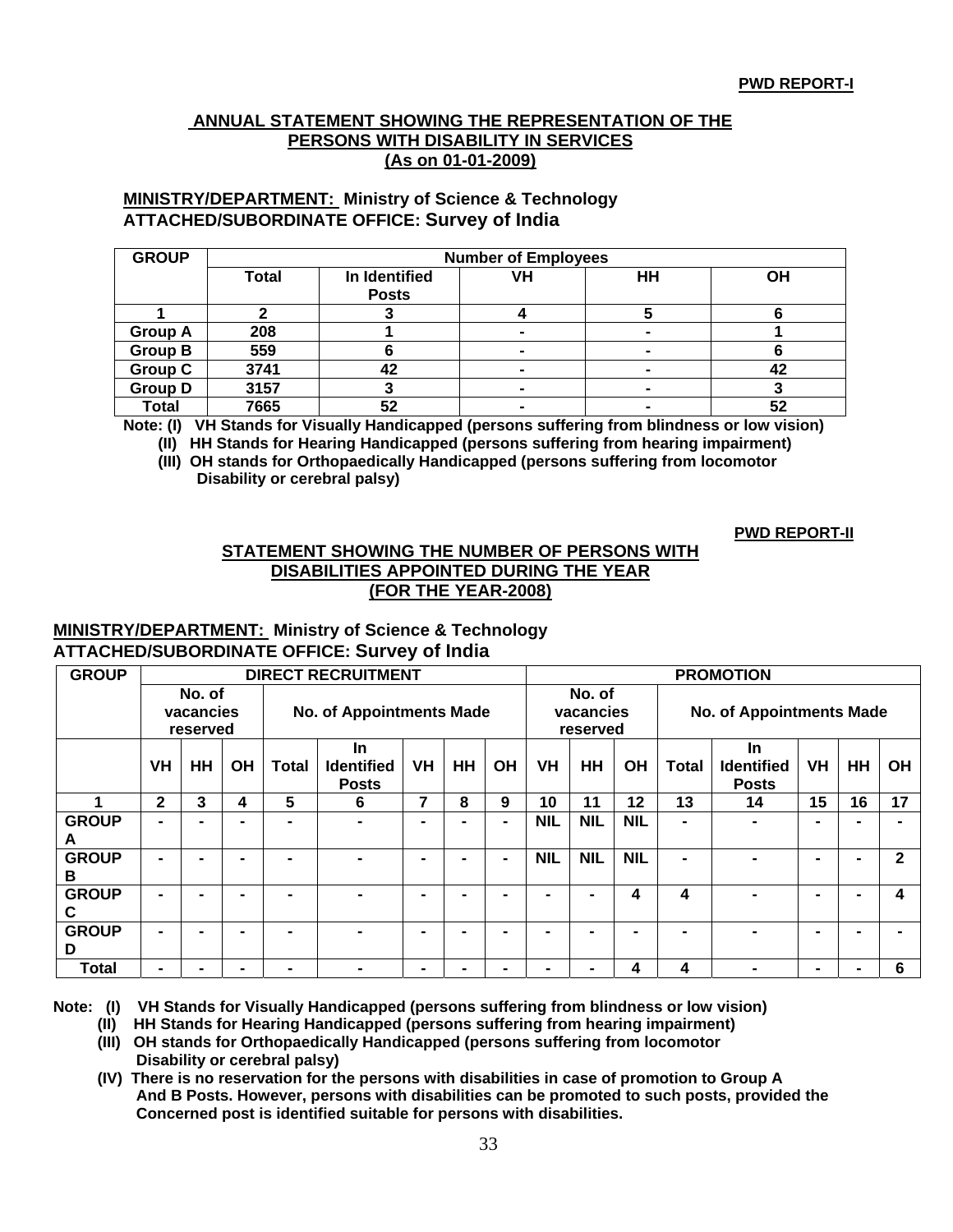**PWD REPORT-I**

## ANNUAL STATEMENT SHOWING THE REPRESENTATION OF THE PERSONS WITH DISABILITY IN SERVICES (As on 01-01-2009)

**MINISTRY/DEPARTMENT: Ministry of Science & Technology**
**ATTACHED/SUBORDINATE OFFICE: Survey of India**

| GROUP | Number of Employees | | | | |
|---|---|---|---|---|---|
| | Total | In Identified Posts | VH | HH | OH |
| 1 | 2 | 3 | 4 | 5 | 6 |
| Group A | 208 | 1 | - | - | 1 |
| Group B | 559 | 6 | - | - | 6 |
| Group C | 3741 | 42 | - | - | 42 |
| Group D | 3157 | 3 | - | - | 3 |
| Total | 7665 | 52 | - | - | 52 |

Note: (I) VH Stands for Visually Handicapped (persons suffering from blindness or low vision)
(II) HH Stands for Hearing Handicapped (persons suffering from hearing impairment)
(III) OH stands for Orthopaedically Handicapped (persons suffering from locomotor Disability or cerebral palsy)

**PWD REPORT-II**

## STATEMENT SHOWING THE NUMBER OF PERSONS WITH DISABILITIES APPOINTED DURING THE YEAR (FOR THE YEAR-2008)

**MINISTRY/DEPARTMENT: Ministry of Science & Technology**
**ATTACHED/SUBORDINATE OFFICE: Survey of India**

| GROUP | DIRECT RECRUITMENT | | | | | | | | PROMOTION | | | | | | | |
|---|---|---|---|---|---|---|---|---|---|---|---|---|---|---|---|---|
| | No. of vacancies reserved | | | No. of Appointments Made | | | | | No. of vacancies reserved | | | No. of Appointments Made | | | | |
| | VH | HH | OH | Total | In Identified Posts | VH | HH | OH | VH | HH | OH | Total | In Identified Posts | VH | HH | OH |
| 1 | 2 | 3 | 4 | 5 | 6 | 7 | 8 | 9 | 10 | 11 | 12 | 13 | 14 | 15 | 16 | 17 |
| GROUP A | - | - | - | - | - | - | - | - | NIL | NIL | NIL | - | - | - | - | - |
| GROUP B | - | - | - | - | - | - | - | - | NIL | NIL | NIL | - | - | - | - | 2 |
| GROUP C | - | - | - | - | - | - | - | - | - | - | 4 | 4 | - | - | - | 4 |
| GROUP D | - | - | - | - | - | - | - | - | - | - | - | - | - | - | - | - |
| Total | - | - | - | - | - | - | - | - | - | - | 4 | 4 | - | - | - | 6 |

Note: (I) VH Stands for Visually Handicapped (persons suffering from blindness or low vision)
(II) HH Stands for Hearing Handicapped (persons suffering from hearing impairment)
(III) OH stands for Orthopaedically Handicapped (persons suffering from locomotor Disability or cerebral palsy)
(IV) There is no reservation for the persons with disabilities in case of promotion to Group A And B Posts. However, persons with disabilities can be promoted to such posts, provided the Concerned post is identified suitable for persons with disabilities.